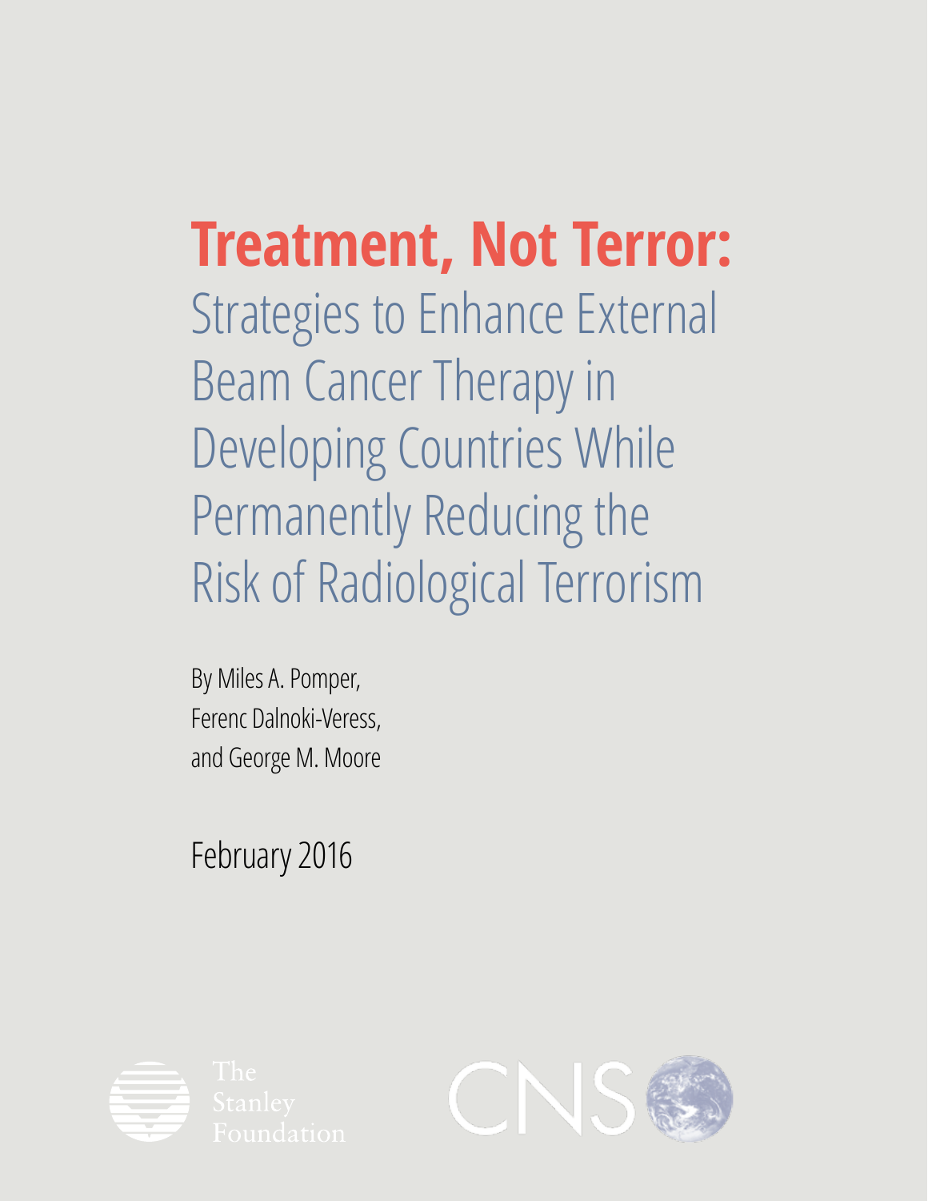# Treatment, Not Terror:

## Strategies to Enhance External Beam Cancer Therapy in Developing Countries While Permanently Reducing the Risk of Radiological Terrorism

By Miles A. Pomper,
Ferenc Dalnoki-Veress,
and George M. Moore

February 2016

The Stanley Foundation

CNS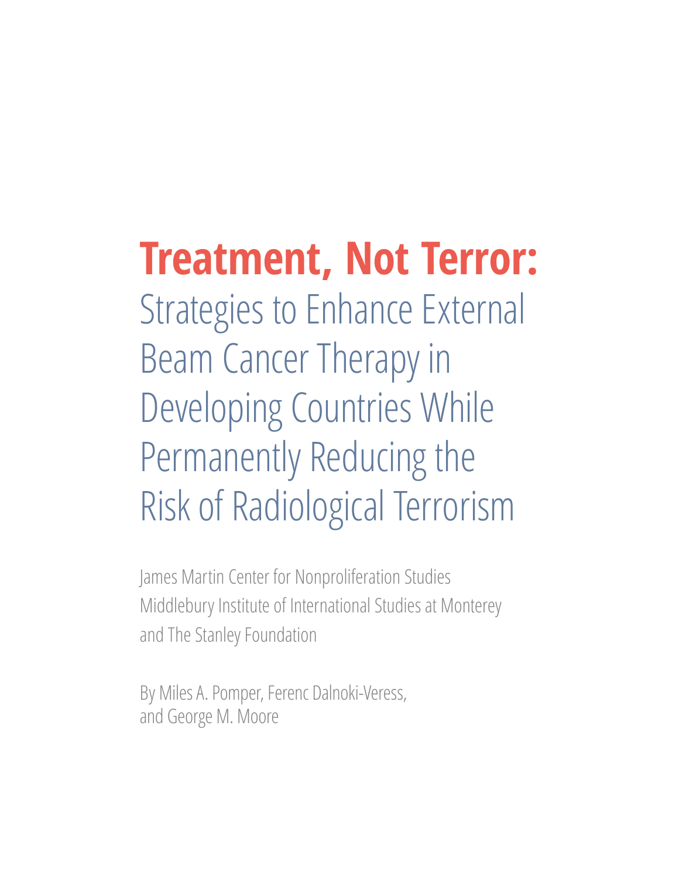# Treatment, Not Terror:

## Strategies to Enhance External Beam Cancer Therapy in Developing Countries While Permanently Reducing the Risk of Radiological Terrorism

James Martin Center for Nonproliferation Studies
Middlebury Institute of International Studies at Monterey
and The Stanley Foundation

By Miles A. Pomper, Ferenc Dalnoki-Veress,
and George M. Moore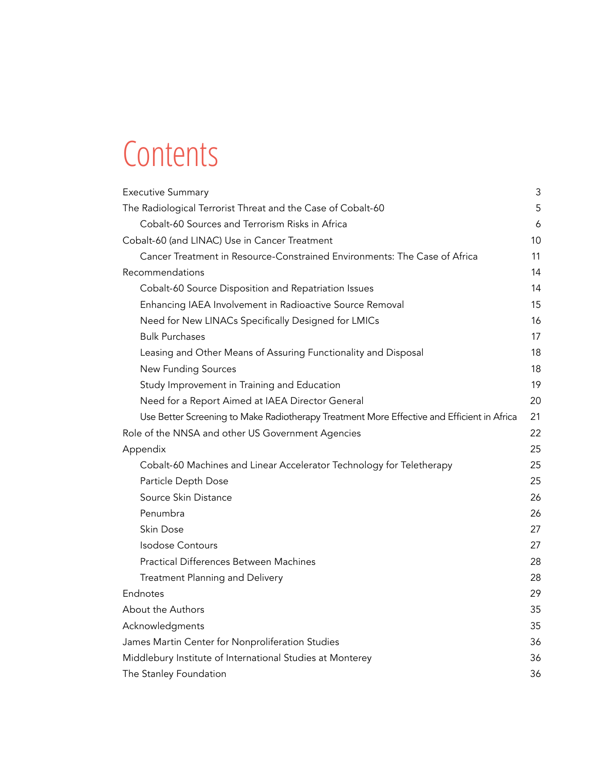# Contents

| | |
|---|---|
| Executive Summary | 3 |
| The Radiological Terrorist Threat and the Case of Cobalt-60 | 5 |
| Cobalt-60 Sources and Terrorism Risks in Africa | 6 |
| Cobalt-60 (and LINAC) Use in Cancer Treatment | 10 |
| Cancer Treatment in Resource-Constrained Environments: The Case of Africa | 11 |
| Recommendations | 14 |
| Cobalt-60 Source Disposition and Repatriation Issues | 14 |
| Enhancing IAEA Involvement in Radioactive Source Removal | 15 |
| Need for New LINACs Specifically Designed for LMICs | 16 |
| Bulk Purchases | 17 |
| Leasing and Other Means of Assuring Functionality and Disposal | 18 |
| New Funding Sources | 18 |
| Study Improvement in Training and Education | 19 |
| Need for a Report Aimed at IAEA Director General | 20 |
| Use Better Screening to Make Radiotherapy Treatment More Effective and Efficient in Africa | 21 |
| Role of the NNSA and other US Government Agencies | 22 |
| Appendix | 25 |
| Cobalt-60 Machines and Linear Accelerator Technology for Teletherapy | 25 |
| Particle Depth Dose | 25 |
| Source Skin Distance | 26 |
| Penumbra | 26 |
| Skin Dose | 27 |
| Isodose Contours | 27 |
| Practical Differences Between Machines | 28 |
| Treatment Planning and Delivery | 28 |
| Endnotes | 29 |
| About the Authors | 35 |
| Acknowledgments | 35 |
| James Martin Center for Nonproliferation Studies | 36 |
| Middlebury Institute of International Studies at Monterey | 36 |
| The Stanley Foundation | 36 |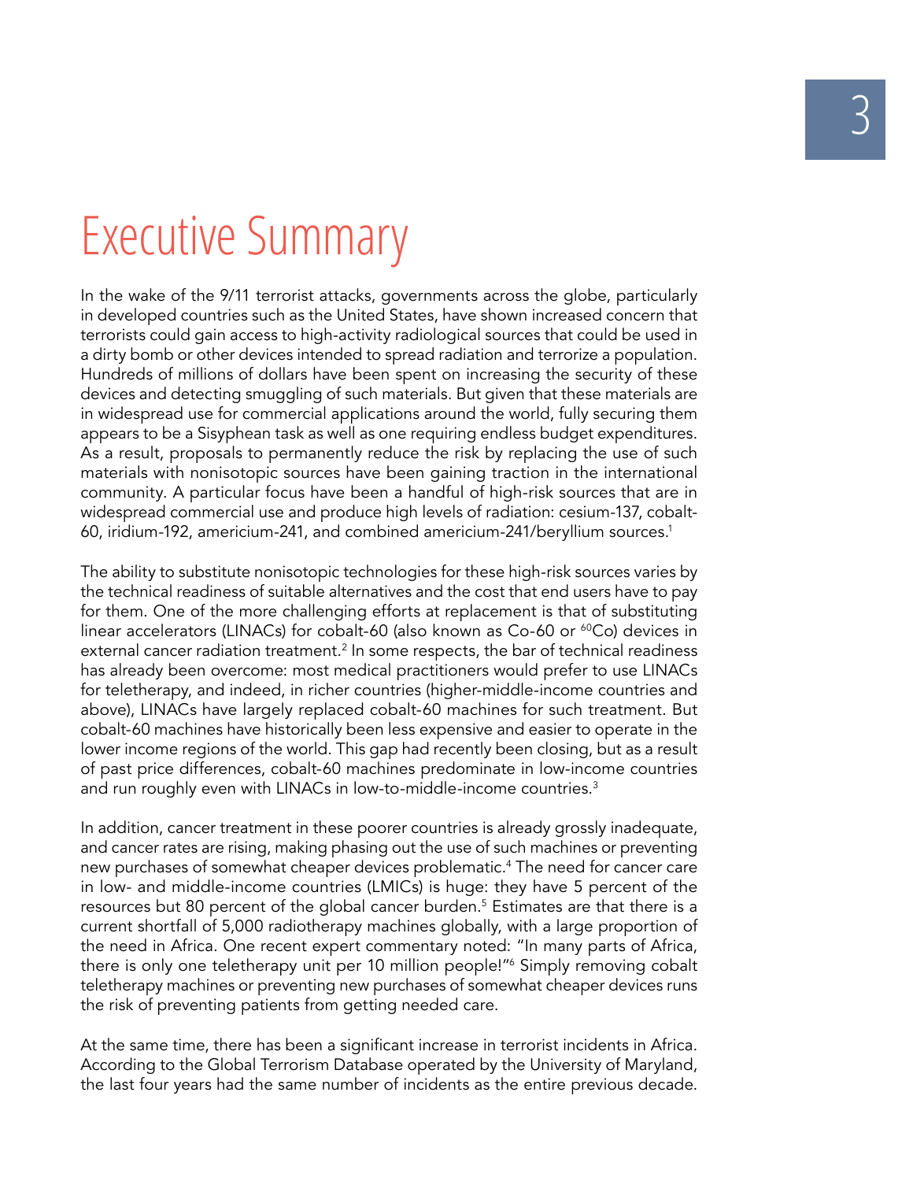# Executive Summary

In the wake of the 9/11 terrorist attacks, governments across the globe, particularly in developed countries such as the United States, have shown increased concern that terrorists could gain access to high-activity radiological sources that could be used in a dirty bomb or other devices intended to spread radiation and terrorize a population. Hundreds of millions of dollars have been spent on increasing the security of these devices and detecting smuggling of such materials. But given that these materials are in widespread use for commercial applications around the world, fully securing them appears to be a Sisyphean task as well as one requiring endless budget expenditures. As a result, proposals to permanently reduce the risk by replacing the use of such materials with nonisotopic sources have been gaining traction in the international community. A particular focus have been a handful of high-risk sources that are in widespread commercial use and produce high levels of radiation: cesium-137, cobalt-60, iridium-192, americium-241, and combined americium-241/beryllium sources.[1]

The ability to substitute nonisotopic technologies for these high-risk sources varies by the technical readiness of suitable alternatives and the cost that end users have to pay for them. One of the more challenging efforts at replacement is that of substituting linear accelerators (LINACs) for cobalt-60 (also known as Co-60 or $^{60}$Co) devices in external cancer radiation treatment.[2] In some respects, the bar of technical readiness has already been overcome: most medical practitioners would prefer to use LINACs for teletherapy, and indeed, in richer countries (higher-middle-income countries and above), LINACs have largely replaced cobalt-60 machines for such treatment. But cobalt-60 machines have historically been less expensive and easier to operate in the lower income regions of the world. This gap had recently been closing, but as a result of past price differences, cobalt-60 machines predominate in low-income countries and run roughly even with LINACs in low-to-middle-income countries.[3]

In addition, cancer treatment in these poorer countries is already grossly inadequate, and cancer rates are rising, making phasing out the use of such machines or preventing new purchases of somewhat cheaper devices problematic.[4] The need for cancer care in low- and middle-income countries (LMICs) is huge: they have 5 percent of the resources but 80 percent of the global cancer burden.[5] Estimates are that there is a current shortfall of 5,000 radiotherapy machines globally, with a large proportion of the need in Africa. One recent expert commentary noted: "In many parts of Africa, there is only one teletherapy unit per 10 million people!"[6] Simply removing cobalt teletherapy machines or preventing new purchases of somewhat cheaper devices runs the risk of preventing patients from getting needed care.

At the same time, there has been a significant increase in terrorist incidents in Africa. According to the Global Terrorism Database operated by the University of Maryland, the last four years had the same number of incidents as the entire previous decade.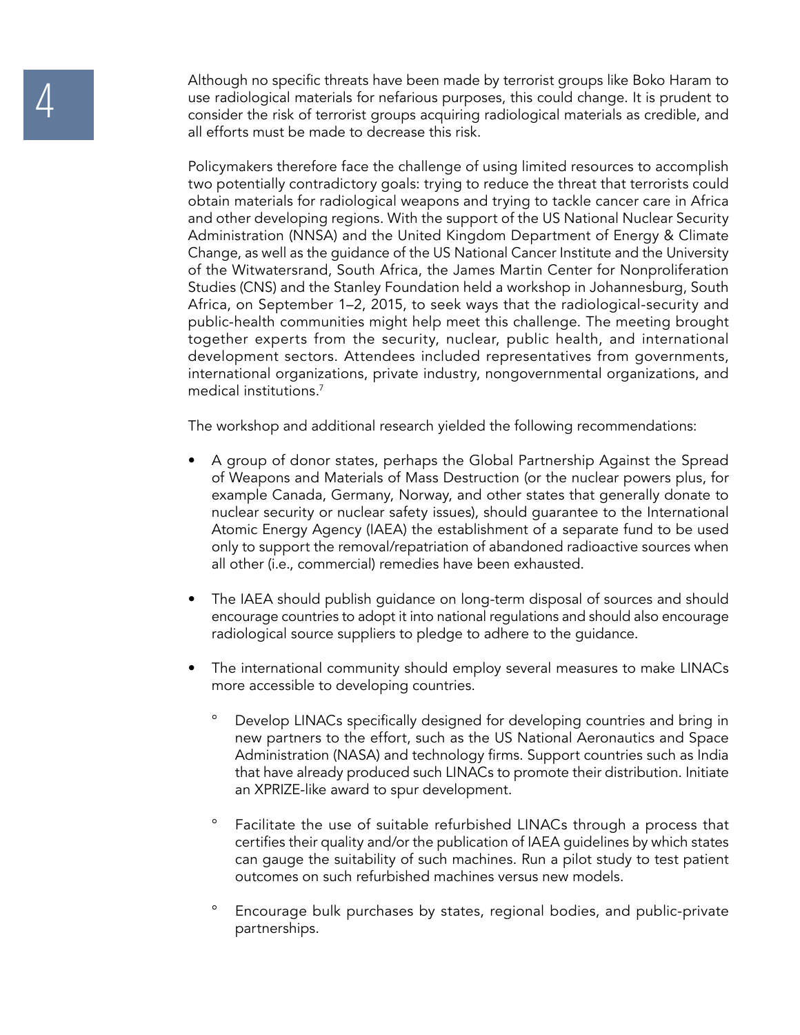Although no specific threats have been made by terrorist groups like Boko Haram to use radiological materials for nefarious purposes, this could change. It is prudent to consider the risk of terrorist groups acquiring radiological materials as credible, and all efforts must be made to decrease this risk.

Policymakers therefore face the challenge of using limited resources to accomplish two potentially contradictory goals: trying to reduce the threat that terrorists could obtain materials for radiological weapons and trying to tackle cancer care in Africa and other developing regions. With the support of the US National Nuclear Security Administration (NNSA) and the United Kingdom Department of Energy & Climate Change, as well as the guidance of the US National Cancer Institute and the University of the Witwatersrand, South Africa, the James Martin Center for Nonproliferation Studies (CNS) and the Stanley Foundation held a workshop in Johannesburg, South Africa, on September 1–2, 2015, to seek ways that the radiological-security and public-health communities might help meet this challenge. The meeting brought together experts from the security, nuclear, public health, and international development sectors. Attendees included representatives from governments, international organizations, private industry, nongovernmental organizations, and medical institutions.[7]

The workshop and additional research yielded the following recommendations:

- A group of donor states, perhaps the Global Partnership Against the Spread of Weapons and Materials of Mass Destruction (or the nuclear powers plus, for example Canada, Germany, Norway, and other states that generally donate to nuclear security or nuclear safety issues), should guarantee to the International Atomic Energy Agency (IAEA) the establishment of a separate fund to be used only to support the removal/repatriation of abandoned radioactive sources when all other (i.e., commercial) remedies have been exhausted.

- The IAEA should publish guidance on long-term disposal of sources and should encourage countries to adopt it into national regulations and should also encourage radiological source suppliers to pledge to adhere to the guidance.

- The international community should employ several measures to make LINACs more accessible to developing countries.

  - Develop LINACs specifically designed for developing countries and bring in new partners to the effort, such as the US National Aeronautics and Space Administration (NASA) and technology firms. Support countries such as India that have already produced such LINACs to promote their distribution. Initiate an XPRIZE-like award to spur development.

  - Facilitate the use of suitable refurbished LINACs through a process that certifies their quality and/or the publication of IAEA guidelines by which states can gauge the suitability of such machines. Run a pilot study to test patient outcomes on such refurbished machines versus new models.

  - Encourage bulk purchases by states, regional bodies, and public-private partnerships.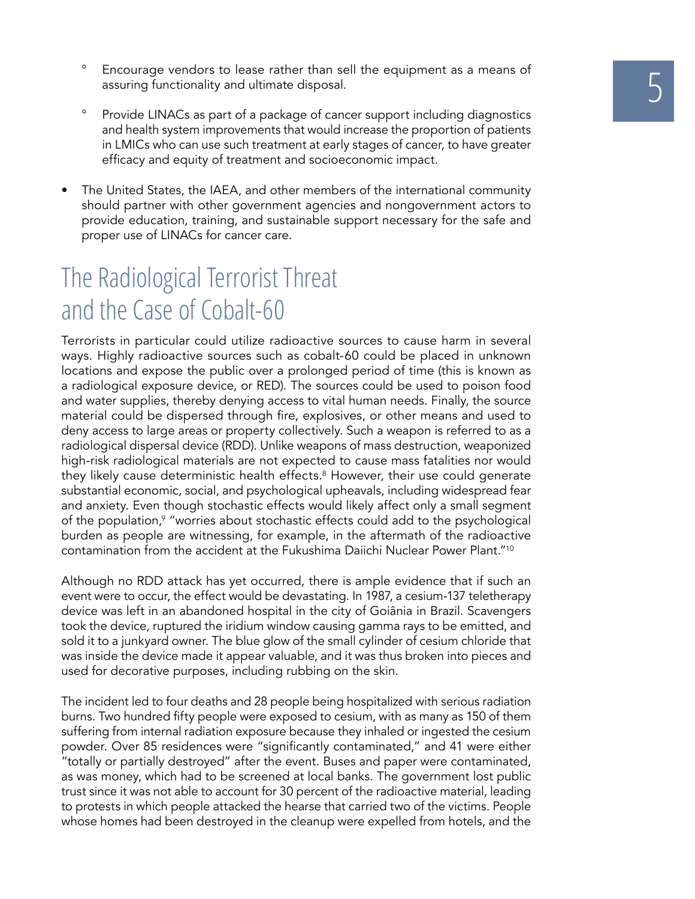- Encourage vendors to lease rather than sell the equipment as a means of assuring functionality and ultimate disposal.

  - Provide LINACs as part of a package of cancer support including diagnostics and health system improvements that would increase the proportion of patients in LMICs who can use such treatment at early stages of cancer, to have greater efficacy and equity of treatment and socioeconomic impact.

- The United States, the IAEA, and other members of the international community should partner with other government agencies and nongovernment actors to provide education, training, and sustainable support necessary for the safe and proper use of LINACs for cancer care.

## The Radiological Terrorist Threat and the Case of Cobalt-60

Terrorists in particular could utilize radioactive sources to cause harm in several ways. Highly radioactive sources such as cobalt-60 could be placed in unknown locations and expose the public over a prolonged period of time (this is known as a radiological exposure device, or RED). The sources could be used to poison food and water supplies, thereby denying access to vital human needs. Finally, the source material could be dispersed through fire, explosives, or other means and used to deny access to large areas or property collectively. Such a weapon is referred to as a radiological dispersal device (RDD). Unlike weapons of mass destruction, weaponized high-risk radiological materials are not expected to cause mass fatalities nor would they likely cause deterministic health effects.[8] However, their use could generate substantial economic, social, and psychological upheavals, including widespread fear and anxiety. Even though stochastic effects would likely affect only a small segment of the population,[9] "worries about stochastic effects could add to the psychological burden as people are witnessing, for example, in the aftermath of the radioactive contamination from the accident at the Fukushima Daiichi Nuclear Power Plant."[10]

Although no RDD attack has yet occurred, there is ample evidence that if such an event were to occur, the effect would be devastating. In 1987, a cesium-137 teletherapy device was left in an abandoned hospital in the city of Goiânia in Brazil. Scavengers took the device, ruptured the iridium window causing gamma rays to be emitted, and sold it to a junkyard owner. The blue glow of the small cylinder of cesium chloride that was inside the device made it appear valuable, and it was thus broken into pieces and used for decorative purposes, including rubbing on the skin.

The incident led to four deaths and 28 people being hospitalized with serious radiation burns. Two hundred fifty people were exposed to cesium, with as many as 150 of them suffering from internal radiation exposure because they inhaled or ingested the cesium powder. Over 85 residences were "significantly contaminated," and 41 were either "totally or partially destroyed" after the event. Buses and paper were contaminated, as was money, which had to be screened at local banks. The government lost public trust since it was not able to account for 30 percent of the radioactive material, leading to protests in which people attacked the hearse that carried two of the victims. People whose homes had been destroyed in the cleanup were expelled from hotels, and the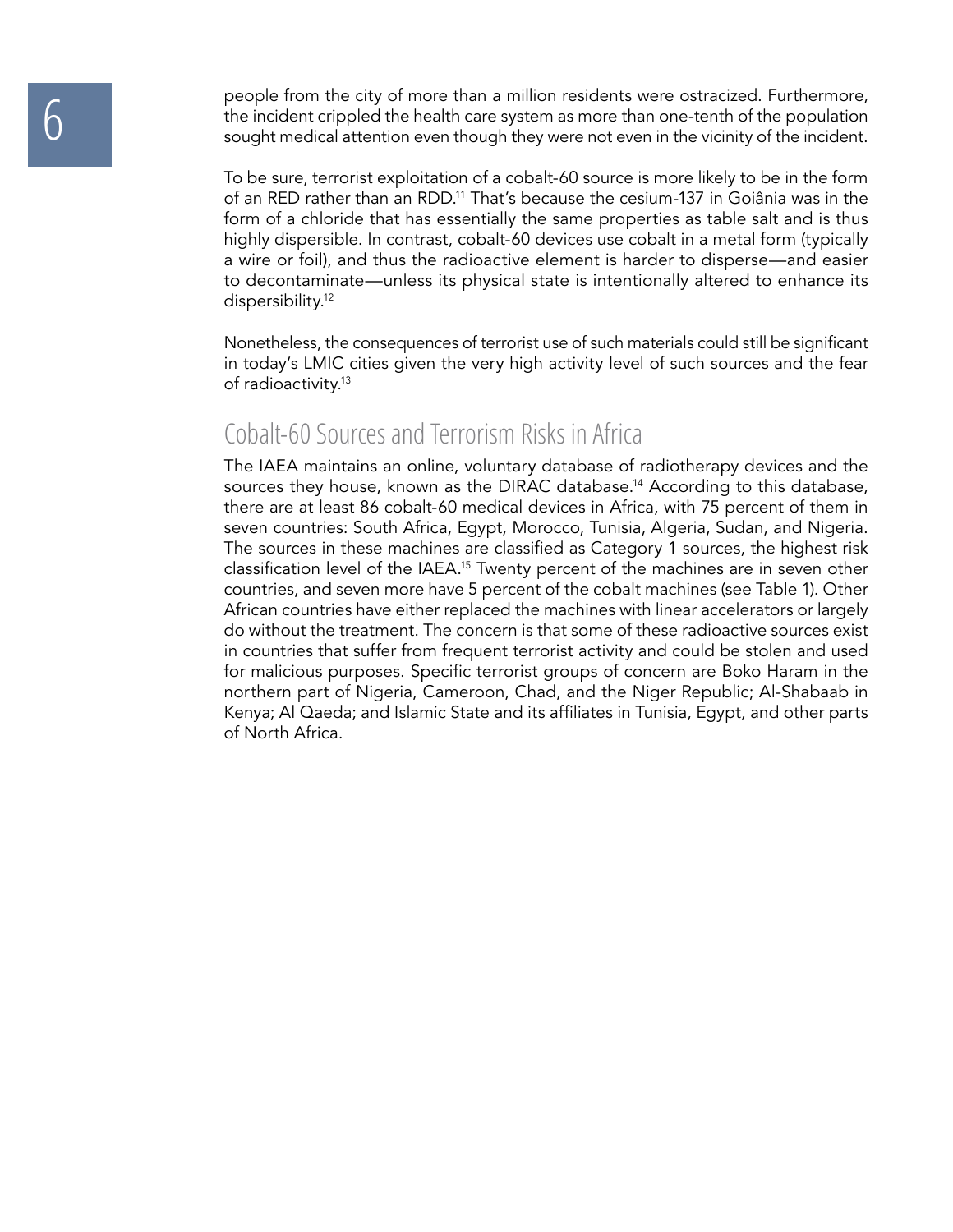people from the city of more than a million residents were ostracized. Furthermore, the incident crippled the health care system as more than one-tenth of the population sought medical attention even though they were not even in the vicinity of the incident.

To be sure, terrorist exploitation of a cobalt-60 source is more likely to be in the form of an RED rather than an RDD.[11] That's because the cesium-137 in Goiânia was in the form of a chloride that has essentially the same properties as table salt and is thus highly dispersible. In contrast, cobalt-60 devices use cobalt in a metal form (typically a wire or foil), and thus the radioactive element is harder to disperse—and easier to decontaminate—unless its physical state is intentionally altered to enhance its dispersibility.[12]

Nonetheless, the consequences of terrorist use of such materials could still be significant in today's LMIC cities given the very high activity level of such sources and the fear of radioactivity.[13]

## Cobalt-60 Sources and Terrorism Risks in Africa

The IAEA maintains an online, voluntary database of radiotherapy devices and the sources they house, known as the DIRAC database.[14] According to this database, there are at least 86 cobalt-60 medical devices in Africa, with 75 percent of them in seven countries: South Africa, Egypt, Morocco, Tunisia, Algeria, Sudan, and Nigeria. The sources in these machines are classified as Category 1 sources, the highest risk classification level of the IAEA.[15] Twenty percent of the machines are in seven other countries, and seven more have 5 percent of the cobalt machines (see Table 1). Other African countries have either replaced the machines with linear accelerators or largely do without the treatment. The concern is that some of these radioactive sources exist in countries that suffer from frequent terrorist activity and could be stolen and used for malicious purposes. Specific terrorist groups of concern are Boko Haram in the northern part of Nigeria, Cameroon, Chad, and the Niger Republic; Al-Shabaab in Kenya; Al Qaeda; and Islamic State and its affiliates in Tunisia, Egypt, and other parts of North Africa.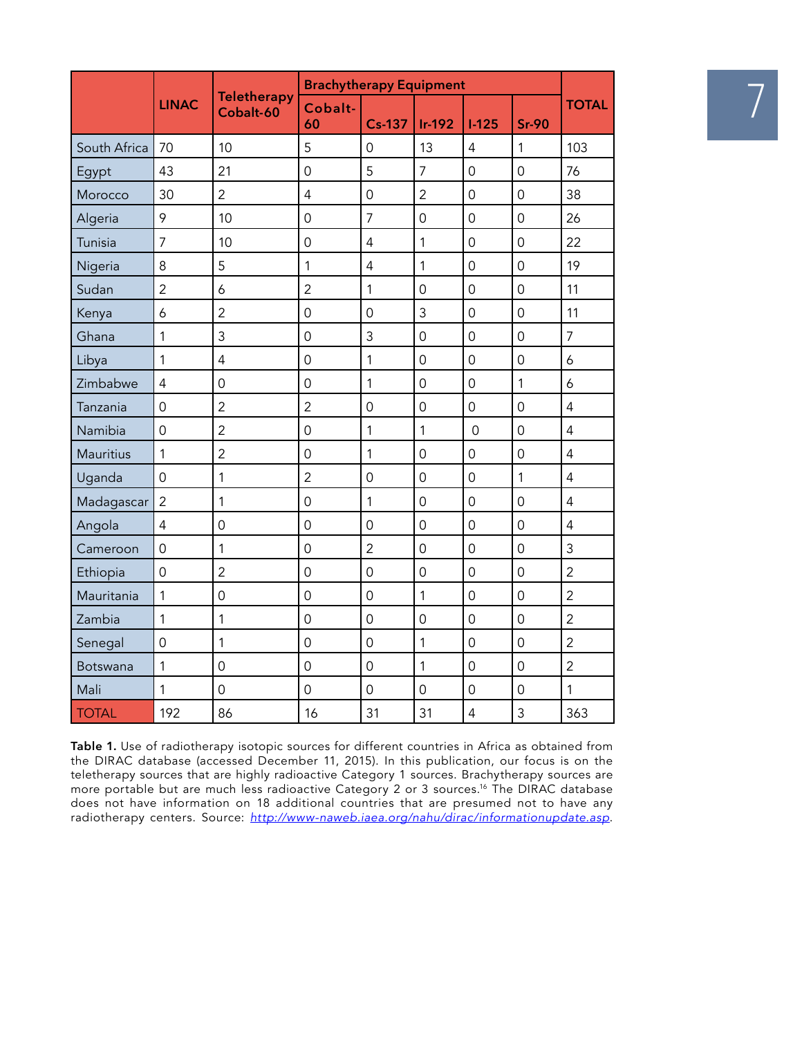| | LINAC | Teletherapy Cobalt-60 | Brachytherapy Equipment | | | | | TOTAL |
|---|---|---|---|---|---|---|---|---|
| | | | Cobalt-60 | Cs-137 | Ir-192 | I-125 | Sr-90 | |
| South Africa | 70 | 10 | 5 | 0 | 13 | 4 | 1 | 103 |
| Egypt | 43 | 21 | 0 | 5 | 7 | 0 | 0 | 76 |
| Morocco | 30 | 2 | 4 | 0 | 2 | 0 | 0 | 38 |
| Algeria | 9 | 10 | 0 | 7 | 0 | 0 | 0 | 26 |
| Tunisia | 7 | 10 | 0 | 4 | 1 | 0 | 0 | 22 |
| Nigeria | 8 | 5 | 1 | 4 | 1 | 0 | 0 | 19 |
| Sudan | 2 | 6 | 2 | 1 | 0 | 0 | 0 | 11 |
| Kenya | 6 | 2 | 0 | 0 | 3 | 0 | 0 | 11 |
| Ghana | 1 | 3 | 0 | 3 | 0 | 0 | 0 | 7 |
| Libya | 1 | 4 | 0 | 1 | 0 | 0 | 0 | 6 |
| Zimbabwe | 4 | 0 | 0 | 1 | 0 | 0 | 1 | 6 |
| Tanzania | 0 | 2 | 2 | 0 | 0 | 0 | 0 | 4 |
| Namibia | 0 | 2 | 0 | 1 | 1 | 0 | 0 | 4 |
| Mauritius | 1 | 2 | 0 | 1 | 0 | 0 | 0 | 4 |
| Uganda | 0 | 1 | 2 | 0 | 0 | 0 | 1 | 4 |
| Madagascar | 2 | 1 | 0 | 1 | 0 | 0 | 0 | 4 |
| Angola | 4 | 0 | 0 | 0 | 0 | 0 | 0 | 4 |
| Cameroon | 0 | 1 | 0 | 2 | 0 | 0 | 0 | 3 |
| Ethiopia | 0 | 2 | 0 | 0 | 0 | 0 | 0 | 2 |
| Mauritania | 1 | 0 | 0 | 0 | 1 | 0 | 0 | 2 |
| Zambia | 1 | 1 | 0 | 0 | 0 | 0 | 0 | 2 |
| Senegal | 0 | 1 | 0 | 0 | 1 | 0 | 0 | 2 |
| Botswana | 1 | 0 | 0 | 0 | 1 | 0 | 0 | 2 |
| Mali | 1 | 0 | 0 | 0 | 0 | 0 | 0 | 1 |
| TOTAL | 192 | 86 | 16 | 31 | 31 | 4 | 3 | 363 |

**Table 1.** Use of radiotherapy isotopic sources for different countries in Africa as obtained from the DIRAC database (accessed December 11, 2015). In this publication, our focus is on the teletherapy sources that are highly radioactive Category 1 sources. Brachytherapy sources are more portable but are much less radioactive Category 2 or 3 sources.[16] The DIRAC database does not have information on 18 additional countries that are presumed not to have any radiotherapy centers. Source: *http://www-naweb.iaea.org/nahu/dirac/informationupdate.asp*.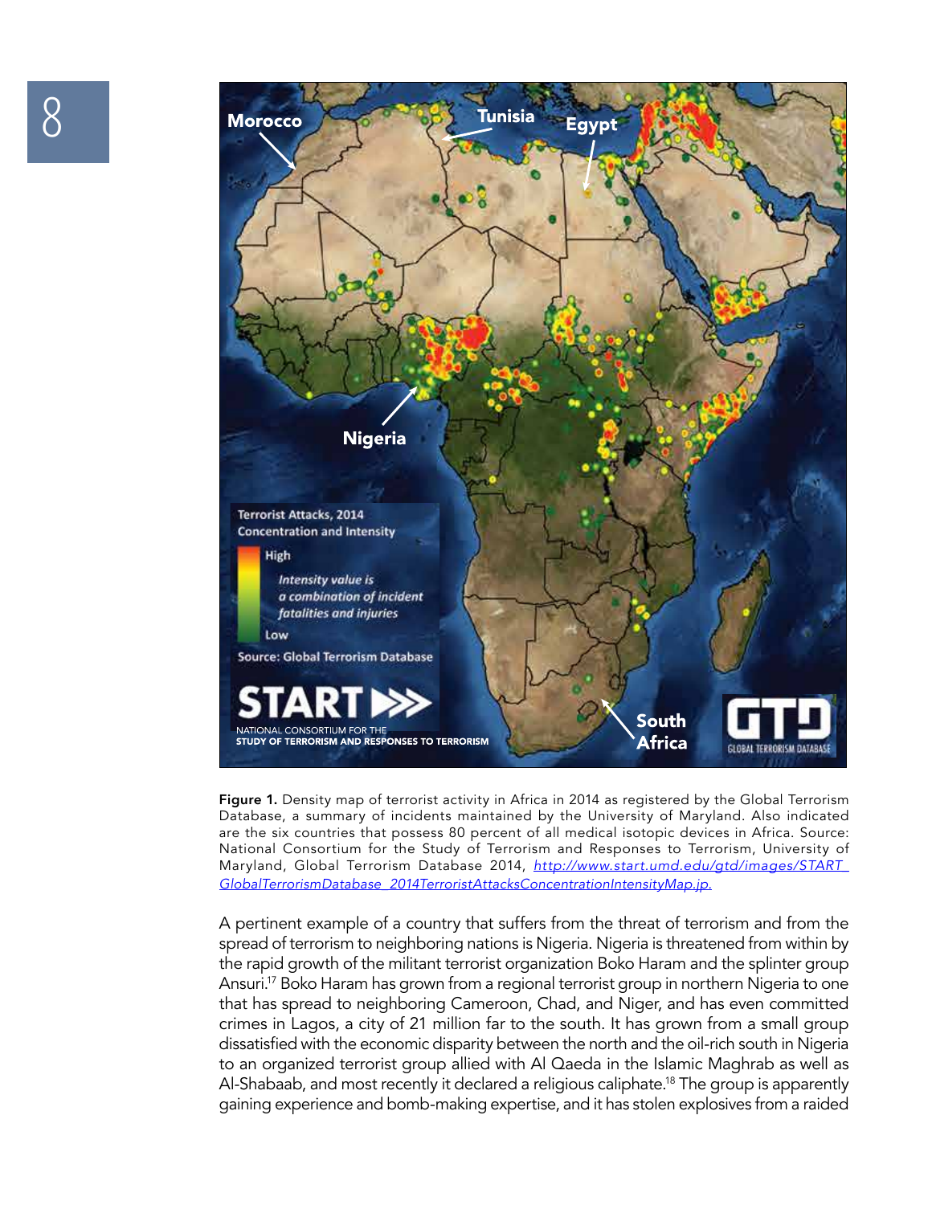**Figure 1.** Density map of terrorist activity in Africa in 2014 as registered by the Global Terrorism Database, a summary of incidents maintained by the University of Maryland. Also indicated are the six countries that possess 80 percent of all medical isotopic devices in Africa. Source: National Consortium for the Study of Terrorism and Responses to Terrorism, University of Maryland, Global Terrorism Database 2014, *http://www.start.umd.edu/gtd/images/START_GlobalTerrorismDatabase_2014TerroristAttacksConcentrationIntensityMap.jp.*

A pertinent example of a country that suffers from the threat of terrorism and from the spread of terrorism to neighboring nations is Nigeria. Nigeria is threatened from within by the rapid growth of the militant terrorist organization Boko Haram and the splinter group Ansuri.[17] Boko Haram has grown from a regional terrorist group in northern Nigeria to one that has spread to neighboring Cameroon, Chad, and Niger, and has even committed crimes in Lagos, a city of 21 million far to the south. It has grown from a small group dissatisfied with the economic disparity between the north and the oil-rich south in Nigeria to an organized terrorist group allied with Al Qaeda in the Islamic Maghrab as well as Al-Shabaab, and most recently it declared a religious caliphate.[18] The group is apparently gaining experience and bomb-making expertise, and it has stolen explosives from a raided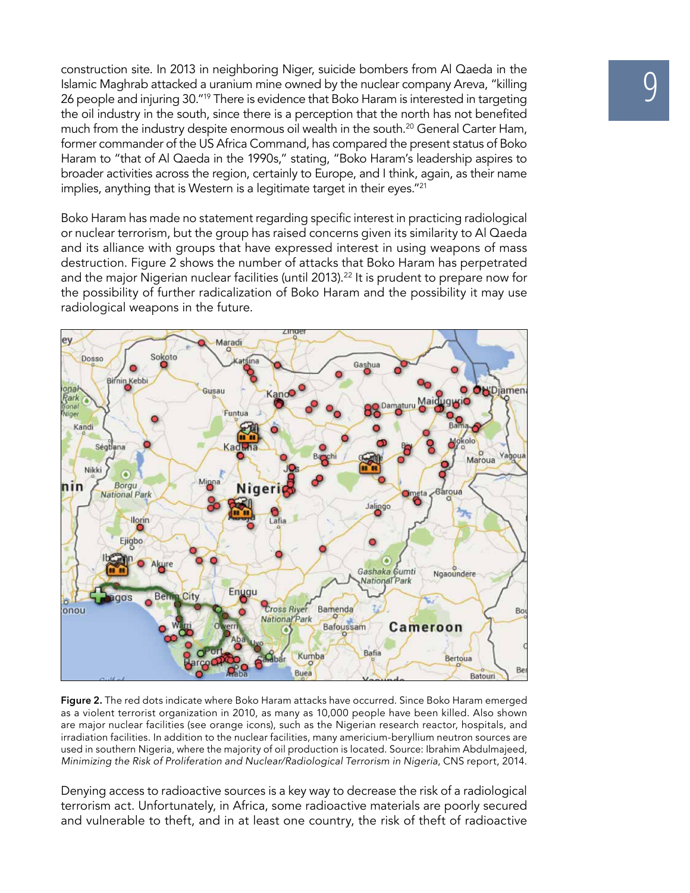construction site. In 2013 in neighboring Niger, suicide bombers from Al Qaeda in the Islamic Maghrab attacked a uranium mine owned by the nuclear company Areva, "killing 26 people and injuring 30."[19] There is evidence that Boko Haram is interested in targeting the oil industry in the south, since there is a perception that the north has not benefited much from the industry despite enormous oil wealth in the south.[20] General Carter Ham, former commander of the US Africa Command, has compared the present status of Boko Haram to "that of Al Qaeda in the 1990s," stating, "Boko Haram's leadership aspires to broader activities across the region, certainly to Europe, and I think, again, as their name implies, anything that is Western is a legitimate target in their eyes."[21]

Boko Haram has made no statement regarding specific interest in practicing radiological or nuclear terrorism, but the group has raised concerns given its similarity to Al Qaeda and its alliance with groups that have expressed interest in using weapons of mass destruction. Figure 2 shows the number of attacks that Boko Haram has perpetrated and the major Nigerian nuclear facilities (until 2013).[22] It is prudent to prepare now for the possibility of further radicalization of Boko Haram and the possibility it may use radiological weapons in the future.

**Figure 2.** The red dots indicate where Boko Haram attacks have occurred. Since Boko Haram emerged as a violent terrorist organization in 2010, as many as 10,000 people have been killed. Also shown are major nuclear facilities (see orange icons), such as the Nigerian research reactor, hospitals, and irradiation facilities. In addition to the nuclear facilities, many americium-beryllium neutron sources are used in southern Nigeria, where the majority of oil production is located. Source: Ibrahim Abdulmajeed, *Minimizing the Risk of Proliferation and Nuclear/Radiological Terrorism in Nigeria*, CNS report, 2014.

Denying access to radioactive sources is a key way to decrease the risk of a radiological terrorism act. Unfortunately, in Africa, some radioactive materials are poorly secured and vulnerable to theft, and in at least one country, the risk of theft of radioactive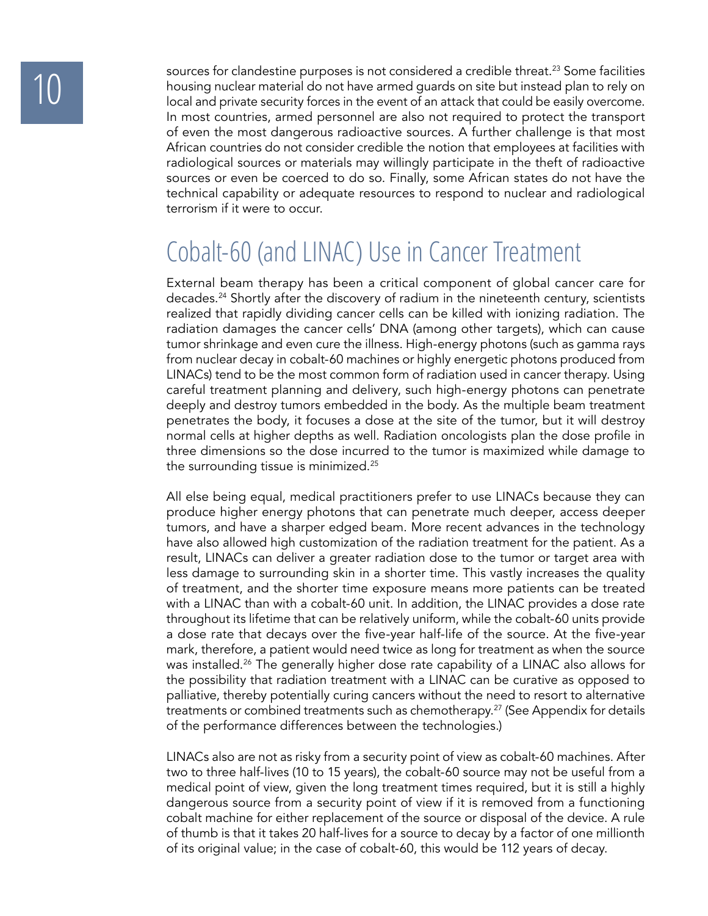sources for clandestine purposes is not considered a credible threat.[23] Some facilities housing nuclear material do not have armed guards on site but instead plan to rely on local and private security forces in the event of an attack that could be easily overcome. In most countries, armed personnel are also not required to protect the transport of even the most dangerous radioactive sources. A further challenge is that most African countries do not consider credible the notion that employees at facilities with radiological sources or materials may willingly participate in the theft of radioactive sources or even be coerced to do so. Finally, some African states do not have the technical capability or adequate resources to respond to nuclear and radiological terrorism if it were to occur.

## Cobalt-60 (and LINAC) Use in Cancer Treatment

External beam therapy has been a critical component of global cancer care for decades.[24] Shortly after the discovery of radium in the nineteenth century, scientists realized that rapidly dividing cancer cells can be killed with ionizing radiation. The radiation damages the cancer cells' DNA (among other targets), which can cause tumor shrinkage and even cure the illness. High-energy photons (such as gamma rays from nuclear decay in cobalt-60 machines or highly energetic photons produced from LINACs) tend to be the most common form of radiation used in cancer therapy. Using careful treatment planning and delivery, such high-energy photons can penetrate deeply and destroy tumors embedded in the body. As the multiple beam treatment penetrates the body, it focuses a dose at the site of the tumor, but it will destroy normal cells at higher depths as well. Radiation oncologists plan the dose profile in three dimensions so the dose incurred to the tumor is maximized while damage to the surrounding tissue is minimized.[25]

All else being equal, medical practitioners prefer to use LINACs because they can produce higher energy photons that can penetrate much deeper, access deeper tumors, and have a sharper edged beam. More recent advances in the technology have also allowed high customization of the radiation treatment for the patient. As a result, LINACs can deliver a greater radiation dose to the tumor or target area with less damage to surrounding skin in a shorter time. This vastly increases the quality of treatment, and the shorter time exposure means more patients can be treated with a LINAC than with a cobalt-60 unit. In addition, the LINAC provides a dose rate throughout its lifetime that can be relatively uniform, while the cobalt-60 units provide a dose rate that decays over the five-year half-life of the source. At the five-year mark, therefore, a patient would need twice as long for treatment as when the source was installed.[26] The generally higher dose rate capability of a LINAC also allows for the possibility that radiation treatment with a LINAC can be curative as opposed to palliative, thereby potentially curing cancers without the need to resort to alternative treatments or combined treatments such as chemotherapy.[27] (See Appendix for details of the performance differences between the technologies.)

LINACs also are not as risky from a security point of view as cobalt-60 machines. After two to three half-lives (10 to 15 years), the cobalt-60 source may not be useful from a medical point of view, given the long treatment times required, but it is still a highly dangerous source from a security point of view if it is removed from a functioning cobalt machine for either replacement of the source or disposal of the device. A rule of thumb is that it takes 20 half-lives for a source to decay by a factor of one millionth of its original value; in the case of cobalt-60, this would be 112 years of decay.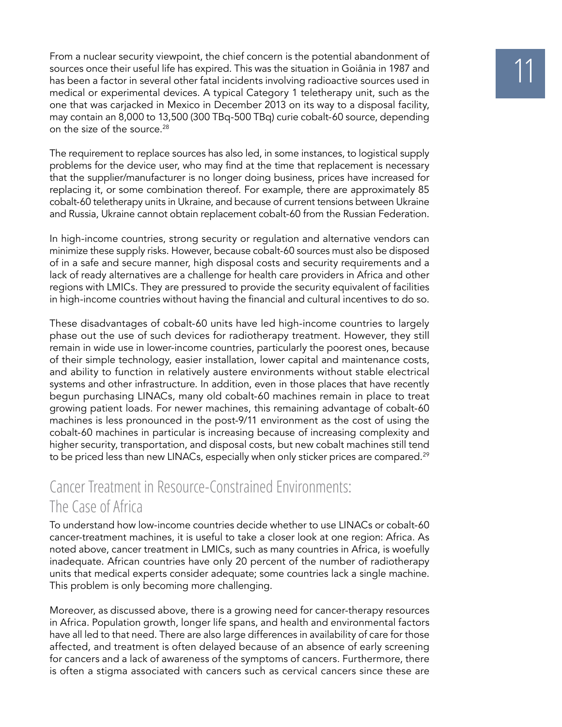From a nuclear security viewpoint, the chief concern is the potential abandonment of sources once their useful life has expired. This was the situation in Goiânia in 1987 and has been a factor in several other fatal incidents involving radioactive sources used in medical or experimental devices. A typical Category 1 teletherapy unit, such as the one that was carjacked in Mexico in December 2013 on its way to a disposal facility, may contain an 8,000 to 13,500 (300 TBq-500 TBq) curie cobalt-60 source, depending on the size of the source.[28]

The requirement to replace sources has also led, in some instances, to logistical supply problems for the device user, who may find at the time that replacement is necessary that the supplier/manufacturer is no longer doing business, prices have increased for replacing it, or some combination thereof. For example, there are approximately 85 cobalt-60 teletherapy units in Ukraine, and because of current tensions between Ukraine and Russia, Ukraine cannot obtain replacement cobalt-60 from the Russian Federation.

In high-income countries, strong security or regulation and alternative vendors can minimize these supply risks. However, because cobalt-60 sources must also be disposed of in a safe and secure manner, high disposal costs and security requirements and a lack of ready alternatives are a challenge for health care providers in Africa and other regions with LMICs. They are pressured to provide the security equivalent of facilities in high-income countries without having the financial and cultural incentives to do so.

These disadvantages of cobalt-60 units have led high-income countries to largely phase out the use of such devices for radiotherapy treatment. However, they still remain in wide use in lower-income countries, particularly the poorest ones, because of their simple technology, easier installation, lower capital and maintenance costs, and ability to function in relatively austere environments without stable electrical systems and other infrastructure. In addition, even in those places that have recently begun purchasing LINACs, many old cobalt-60 machines remain in place to treat growing patient loads. For newer machines, this remaining advantage of cobalt-60 machines is less pronounced in the post-9/11 environment as the cost of using the cobalt-60 machines in particular is increasing because of increasing complexity and higher security, transportation, and disposal costs, but new cobalt machines still tend to be priced less than new LINACs, especially when only sticker prices are compared.[29]

## Cancer Treatment in Resource-Constrained Environments: The Case of Africa

To understand how low-income countries decide whether to use LINACs or cobalt-60 cancer-treatment machines, it is useful to take a closer look at one region: Africa. As noted above, cancer treatment in LMICs, such as many countries in Africa, is woefully inadequate. African countries have only 20 percent of the number of radiotherapy units that medical experts consider adequate; some countries lack a single machine. This problem is only becoming more challenging.

Moreover, as discussed above, there is a growing need for cancer-therapy resources in Africa. Population growth, longer life spans, and health and environmental factors have all led to that need. There are also large differences in availability of care for those affected, and treatment is often delayed because of an absence of early screening for cancers and a lack of awareness of the symptoms of cancers. Furthermore, there is often a stigma associated with cancers such as cervical cancers since these are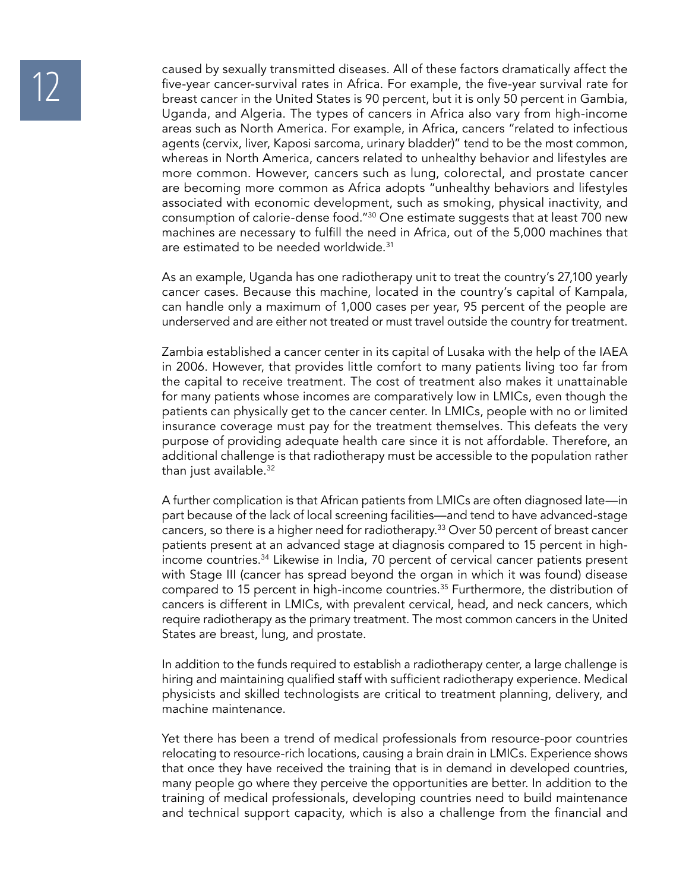caused by sexually transmitted diseases. All of these factors dramatically affect the five-year cancer-survival rates in Africa. For example, the five-year survival rate for breast cancer in the United States is 90 percent, but it is only 50 percent in Gambia, Uganda, and Algeria. The types of cancers in Africa also vary from high-income areas such as North America. For example, in Africa, cancers "related to infectious agents (cervix, liver, Kaposi sarcoma, urinary bladder)" tend to be the most common, whereas in North America, cancers related to unhealthy behavior and lifestyles are more common. However, cancers such as lung, colorectal, and prostate cancer are becoming more common as Africa adopts "unhealthy behaviors and lifestyles associated with economic development, such as smoking, physical inactivity, and consumption of calorie-dense food."[30] One estimate suggests that at least 700 new machines are necessary to fulfill the need in Africa, out of the 5,000 machines that are estimated to be needed worldwide.[31]

As an example, Uganda has one radiotherapy unit to treat the country's 27,100 yearly cancer cases. Because this machine, located in the country's capital of Kampala, can handle only a maximum of 1,000 cases per year, 95 percent of the people are underserved and are either not treated or must travel outside the country for treatment.

Zambia established a cancer center in its capital of Lusaka with the help of the IAEA in 2006. However, that provides little comfort to many patients living too far from the capital to receive treatment. The cost of treatment also makes it unattainable for many patients whose incomes are comparatively low in LMICs, even though the patients can physically get to the cancer center. In LMICs, people with no or limited insurance coverage must pay for the treatment themselves. This defeats the very purpose of providing adequate health care since it is not affordable. Therefore, an additional challenge is that radiotherapy must be accessible to the population rather than just available.[32]

A further complication is that African patients from LMICs are often diagnosed late—in part because of the lack of local screening facilities—and tend to have advanced-stage cancers, so there is a higher need for radiotherapy.[33] Over 50 percent of breast cancer patients present at an advanced stage at diagnosis compared to 15 percent in high-income countries.[34] Likewise in India, 70 percent of cervical cancer patients present with Stage III (cancer has spread beyond the organ in which it was found) disease compared to 15 percent in high-income countries.[35] Furthermore, the distribution of cancers is different in LMICs, with prevalent cervical, head, and neck cancers, which require radiotherapy as the primary treatment. The most common cancers in the United States are breast, lung, and prostate.

In addition to the funds required to establish a radiotherapy center, a large challenge is hiring and maintaining qualified staff with sufficient radiotherapy experience. Medical physicists and skilled technologists are critical to treatment planning, delivery, and machine maintenance.

Yet there has been a trend of medical professionals from resource-poor countries relocating to resource-rich locations, causing a brain drain in LMICs. Experience shows that once they have received the training that is in demand in developed countries, many people go where they perceive the opportunities are better. In addition to the training of medical professionals, developing countries need to build maintenance and technical support capacity, which is also a challenge from the financial and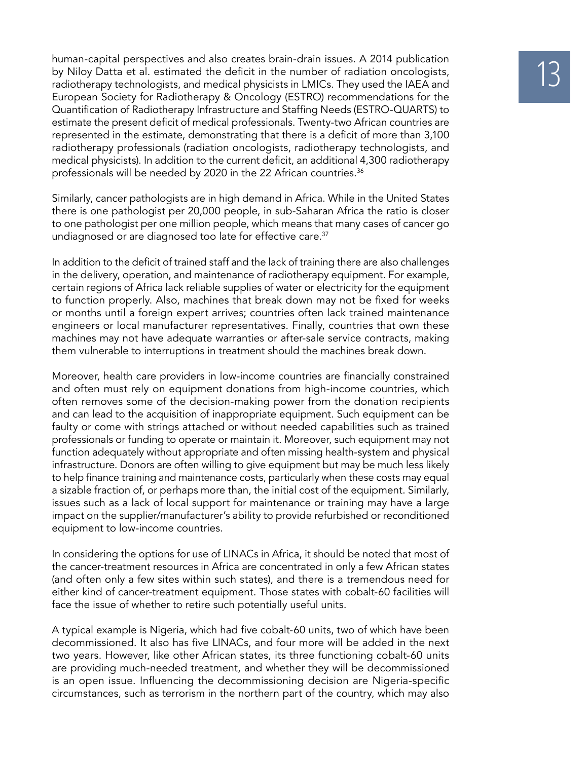human-capital perspectives and also creates brain-drain issues. A 2014 publication by Niloy Datta et al. estimated the deficit in the number of radiation oncologists, radiotherapy technologists, and medical physicists in LMICs. They used the IAEA and European Society for Radiotherapy & Oncology (ESTRO) recommendations for the Quantification of Radiotherapy Infrastructure and Staffing Needs (ESTRO-QUARTS) to estimate the present deficit of medical professionals. Twenty-two African countries are represented in the estimate, demonstrating that there is a deficit of more than 3,100 radiotherapy professionals (radiation oncologists, radiotherapy technologists, and medical physicists). In addition to the current deficit, an additional 4,300 radiotherapy professionals will be needed by 2020 in the 22 African countries.[36]

Similarly, cancer pathologists are in high demand in Africa. While in the United States there is one pathologist per 20,000 people, in sub-Saharan Africa the ratio is closer to one pathologist per one million people, which means that many cases of cancer go undiagnosed or are diagnosed too late for effective care.[37]

In addition to the deficit of trained staff and the lack of training there are also challenges in the delivery, operation, and maintenance of radiotherapy equipment. For example, certain regions of Africa lack reliable supplies of water or electricity for the equipment to function properly. Also, machines that break down may not be fixed for weeks or months until a foreign expert arrives; countries often lack trained maintenance engineers or local manufacturer representatives. Finally, countries that own these machines may not have adequate warranties or after-sale service contracts, making them vulnerable to interruptions in treatment should the machines break down.

Moreover, health care providers in low-income countries are financially constrained and often must rely on equipment donations from high-income countries, which often removes some of the decision-making power from the donation recipients and can lead to the acquisition of inappropriate equipment. Such equipment can be faulty or come with strings attached or without needed capabilities such as trained professionals or funding to operate or maintain it. Moreover, such equipment may not function adequately without appropriate and often missing health-system and physical infrastructure. Donors are often willing to give equipment but may be much less likely to help finance training and maintenance costs, particularly when these costs may equal a sizable fraction of, or perhaps more than, the initial cost of the equipment. Similarly, issues such as a lack of local support for maintenance or training may have a large impact on the supplier/manufacturer's ability to provide refurbished or reconditioned equipment to low-income countries.

In considering the options for use of LINACs in Africa, it should be noted that most of the cancer-treatment resources in Africa are concentrated in only a few African states (and often only a few sites within such states), and there is a tremendous need for either kind of cancer-treatment equipment. Those states with cobalt-60 facilities will face the issue of whether to retire such potentially useful units.

A typical example is Nigeria, which had five cobalt-60 units, two of which have been decommissioned. It also has five LINACs, and four more will be added in the next two years. However, like other African states, its three functioning cobalt-60 units are providing much-needed treatment, and whether they will be decommissioned is an open issue. Influencing the decommissioning decision are Nigeria-specific circumstances, such as terrorism in the northern part of the country, which may also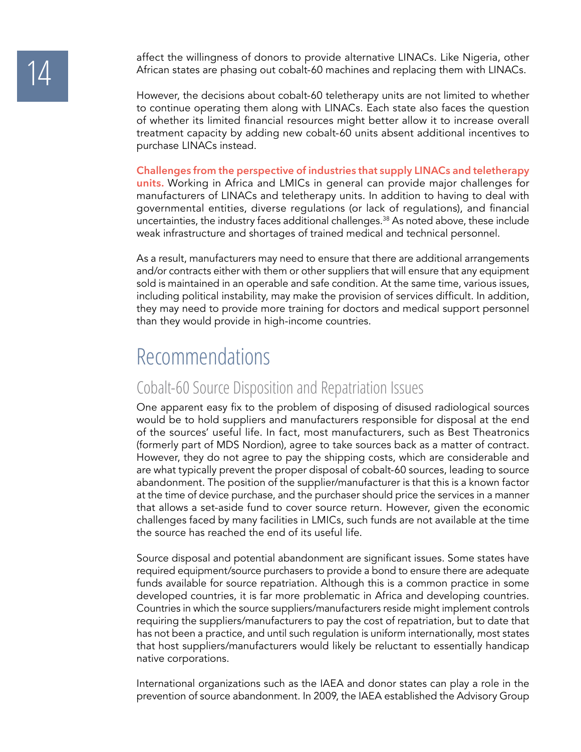affect the willingness of donors to provide alternative LINACs. Like Nigeria, other African states are phasing out cobalt-60 machines and replacing them with LINACs.

However, the decisions about cobalt-60 teletherapy units are not limited to whether to continue operating them along with LINACs. Each state also faces the question of whether its limited financial resources might better allow it to increase overall treatment capacity by adding new cobalt-60 units absent additional incentives to purchase LINACs instead.

**Challenges from the perspective of industries that supply LINACs and teletherapy units.** Working in Africa and LMICs in general can provide major challenges for manufacturers of LINACs and teletherapy units. In addition to having to deal with governmental entities, diverse regulations (or lack of regulations), and financial uncertainties, the industry faces additional challenges.[38] As noted above, these include weak infrastructure and shortages of trained medical and technical personnel.

As a result, manufacturers may need to ensure that there are additional arrangements and/or contracts either with them or other suppliers that will ensure that any equipment sold is maintained in an operable and safe condition. At the same time, various issues, including political instability, may make the provision of services difficult. In addition, they may need to provide more training for doctors and medical support personnel than they would provide in high-income countries.

# Recommendations

## Cobalt-60 Source Disposition and Repatriation Issues

One apparent easy fix to the problem of disposing of disused radiological sources would be to hold suppliers and manufacturers responsible for disposal at the end of the sources' useful life. In fact, most manufacturers, such as Best Theatronics (formerly part of MDS Nordion), agree to take sources back as a matter of contract. However, they do not agree to pay the shipping costs, which are considerable and are what typically prevent the proper disposal of cobalt-60 sources, leading to source abandonment. The position of the supplier/manufacturer is that this is a known factor at the time of device purchase, and the purchaser should price the services in a manner that allows a set-aside fund to cover source return. However, given the economic challenges faced by many facilities in LMICs, such funds are not available at the time the source has reached the end of its useful life.

Source disposal and potential abandonment are significant issues. Some states have required equipment/source purchasers to provide a bond to ensure there are adequate funds available for source repatriation. Although this is a common practice in some developed countries, it is far more problematic in Africa and developing countries. Countries in which the source suppliers/manufacturers reside might implement controls requiring the suppliers/manufacturers to pay the cost of repatriation, but to date that has not been a practice, and until such regulation is uniform internationally, most states that host suppliers/manufacturers would likely be reluctant to essentially handicap native corporations.

International organizations such as the IAEA and donor states can play a role in the prevention of source abandonment. In 2009, the IAEA established the Advisory Group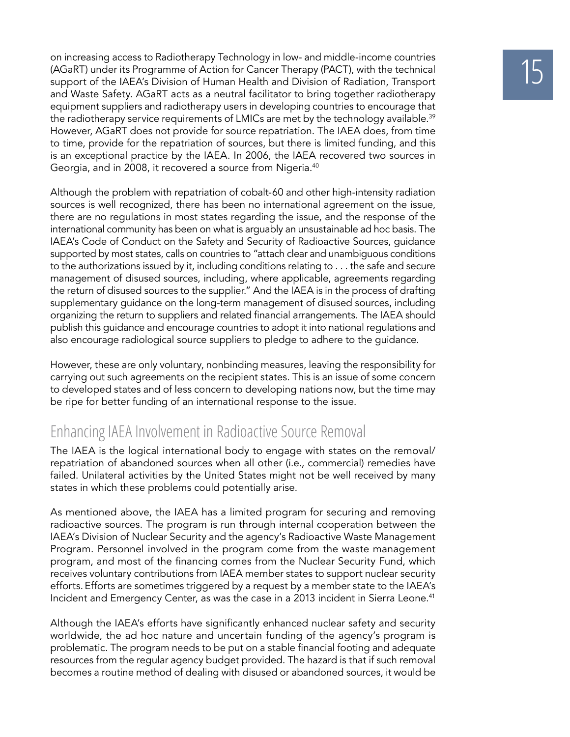on increasing access to Radiotherapy Technology in low- and middle-income countries (AGaRT) under its Programme of Action for Cancer Therapy (PACT), with the technical support of the IAEA's Division of Human Health and Division of Radiation, Transport and Waste Safety. AGaRT acts as a neutral facilitator to bring together radiotherapy equipment suppliers and radiotherapy users in developing countries to encourage that the radiotherapy service requirements of LMICs are met by the technology available.[39] However, AGaRT does not provide for source repatriation. The IAEA does, from time to time, provide for the repatriation of sources, but there is limited funding, and this is an exceptional practice by the IAEA. In 2006, the IAEA recovered two sources in Georgia, and in 2008, it recovered a source from Nigeria.[40]

Although the problem with repatriation of cobalt-60 and other high-intensity radiation sources is well recognized, there has been no international agreement on the issue, there are no regulations in most states regarding the issue, and the response of the international community has been on what is arguably an unsustainable ad hoc basis. The IAEA's Code of Conduct on the Safety and Security of Radioactive Sources, guidance supported by most states, calls on countries to "attach clear and unambiguous conditions to the authorizations issued by it, including conditions relating to . . . the safe and secure management of disused sources, including, where applicable, agreements regarding the return of disused sources to the supplier." And the IAEA is in the process of drafting supplementary guidance on the long-term management of disused sources, including organizing the return to suppliers and related financial arrangements. The IAEA should publish this guidance and encourage countries to adopt it into national regulations and also encourage radiological source suppliers to pledge to adhere to the guidance.

However, these are only voluntary, nonbinding measures, leaving the responsibility for carrying out such agreements on the recipient states. This is an issue of some concern to developed states and of less concern to developing nations now, but the time may be ripe for better funding of an international response to the issue.

## Enhancing IAEA Involvement in Radioactive Source Removal

The IAEA is the logical international body to engage with states on the removal/repatriation of abandoned sources when all other (i.e., commercial) remedies have failed. Unilateral activities by the United States might not be well received by many states in which these problems could potentially arise.

As mentioned above, the IAEA has a limited program for securing and removing radioactive sources. The program is run through internal cooperation between the IAEA's Division of Nuclear Security and the agency's Radioactive Waste Management Program. Personnel involved in the program come from the waste management program, and most of the financing comes from the Nuclear Security Fund, which receives voluntary contributions from IAEA member states to support nuclear security efforts. Efforts are sometimes triggered by a request by a member state to the IAEA's Incident and Emergency Center, as was the case in a 2013 incident in Sierra Leone.[41]

Although the IAEA's efforts have significantly enhanced nuclear safety and security worldwide, the ad hoc nature and uncertain funding of the agency's program is problematic. The program needs to be put on a stable financial footing and adequate resources from the regular agency budget provided. The hazard is that if such removal becomes a routine method of dealing with disused or abandoned sources, it would be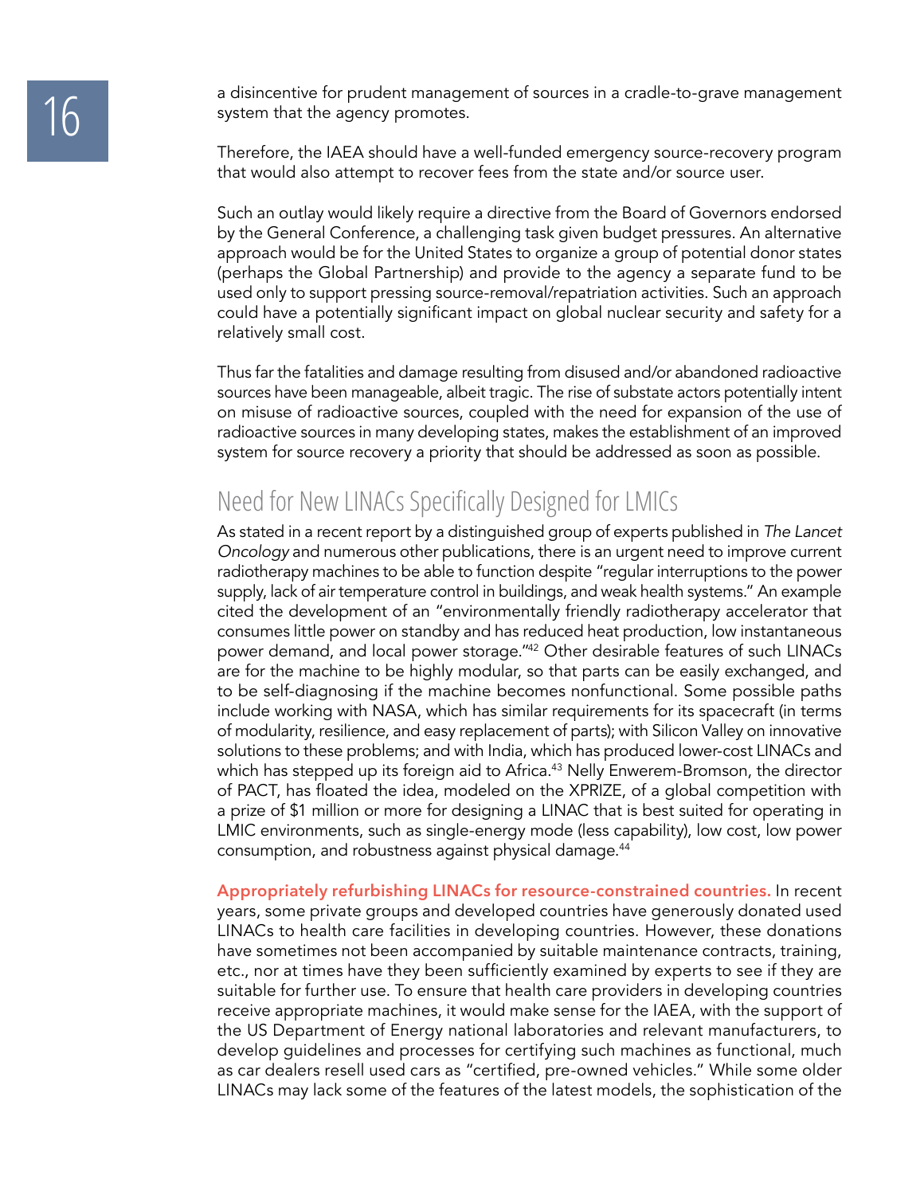a disincentive for prudent management of sources in a cradle-to-grave management system that the agency promotes.

Therefore, the IAEA should have a well-funded emergency source-recovery program that would also attempt to recover fees from the state and/or source user.

Such an outlay would likely require a directive from the Board of Governors endorsed by the General Conference, a challenging task given budget pressures. An alternative approach would be for the United States to organize a group of potential donor states (perhaps the Global Partnership) and provide to the agency a separate fund to be used only to support pressing source-removal/repatriation activities. Such an approach could have a potentially significant impact on global nuclear security and safety for a relatively small cost.

Thus far the fatalities and damage resulting from disused and/or abandoned radioactive sources have been manageable, albeit tragic. The rise of substate actors potentially intent on misuse of radioactive sources, coupled with the need for expansion of the use of radioactive sources in many developing states, makes the establishment of an improved system for source recovery a priority that should be addressed as soon as possible.

## Need for New LINACs Specifically Designed for LMICs

As stated in a recent report by a distinguished group of experts published in *The Lancet Oncology* and numerous other publications, there is an urgent need to improve current radiotherapy machines to be able to function despite "regular interruptions to the power supply, lack of air temperature control in buildings, and weak health systems." An example cited the development of an "environmentally friendly radiotherapy accelerator that consumes little power on standby and has reduced heat production, low instantaneous power demand, and local power storage."[42] Other desirable features of such LINACs are for the machine to be highly modular, so that parts can be easily exchanged, and to be self-diagnosing if the machine becomes nonfunctional. Some possible paths include working with NASA, which has similar requirements for its spacecraft (in terms of modularity, resilience, and easy replacement of parts); with Silicon Valley on innovative solutions to these problems; and with India, which has produced lower-cost LINACs and which has stepped up its foreign aid to Africa.[43] Nelly Enwerem-Bromson, the director of PACT, has floated the idea, modeled on the XPRIZE, of a global competition with a prize of $1 million or more for designing a LINAC that is best suited for operating in LMIC environments, such as single-energy mode (less capability), low cost, low power consumption, and robustness against physical damage.[44]

**Appropriately refurbishing LINACs for resource-constrained countries.** In recent years, some private groups and developed countries have generously donated used LINACs to health care facilities in developing countries. However, these donations have sometimes not been accompanied by suitable maintenance contracts, training, etc., nor at times have they been sufficiently examined by experts to see if they are suitable for further use. To ensure that health care providers in developing countries receive appropriate machines, it would make sense for the IAEA, with the support of the US Department of Energy national laboratories and relevant manufacturers, to develop guidelines and processes for certifying such machines as functional, much as car dealers resell used cars as "certified, pre-owned vehicles." While some older LINACs may lack some of the features of the latest models, the sophistication of the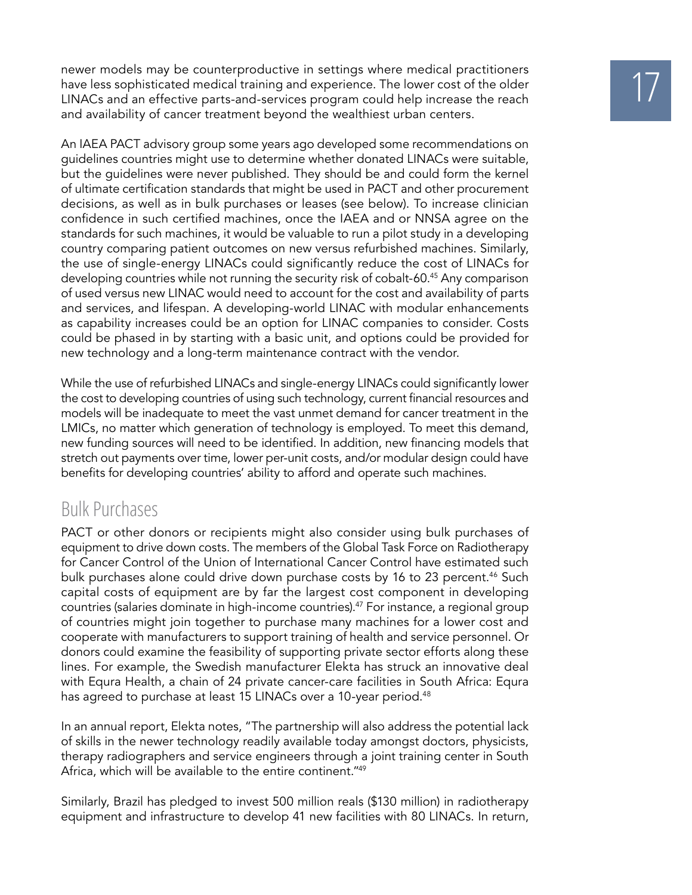newer models may be counterproductive in settings where medical practitioners have less sophisticated medical training and experience. The lower cost of the older LINACs and an effective parts-and-services program could help increase the reach and availability of cancer treatment beyond the wealthiest urban centers.

An IAEA PACT advisory group some years ago developed some recommendations on guidelines countries might use to determine whether donated LINACs were suitable, but the guidelines were never published. They should be and could form the kernel of ultimate certification standards that might be used in PACT and other procurement decisions, as well as in bulk purchases or leases (see below). To increase clinician confidence in such certified machines, once the IAEA and or NNSA agree on the standards for such machines, it would be valuable to run a pilot study in a developing country comparing patient outcomes on new versus refurbished machines. Similarly, the use of single-energy LINACs could significantly reduce the cost of LINACs for developing countries while not running the security risk of cobalt-60.[45] Any comparison of used versus new LINAC would need to account for the cost and availability of parts and services, and lifespan. A developing-world LINAC with modular enhancements as capability increases could be an option for LINAC companies to consider. Costs could be phased in by starting with a basic unit, and options could be provided for new technology and a long-term maintenance contract with the vendor.

While the use of refurbished LINACs and single-energy LINACs could significantly lower the cost to developing countries of using such technology, current financial resources and models will be inadequate to meet the vast unmet demand for cancer treatment in the LMICs, no matter which generation of technology is employed. To meet this demand, new funding sources will need to be identified. In addition, new financing models that stretch out payments over time, lower per-unit costs, and/or modular design could have benefits for developing countries' ability to afford and operate such machines.

## Bulk Purchases

PACT or other donors or recipients might also consider using bulk purchases of equipment to drive down costs. The members of the Global Task Force on Radiotherapy for Cancer Control of the Union of International Cancer Control have estimated such bulk purchases alone could drive down purchase costs by 16 to 23 percent.[46] Such capital costs of equipment are by far the largest cost component in developing countries (salaries dominate in high-income countries).[47] For instance, a regional group of countries might join together to purchase many machines for a lower cost and cooperate with manufacturers to support training of health and service personnel. Or donors could examine the feasibility of supporting private sector efforts along these lines. For example, the Swedish manufacturer Elekta has struck an innovative deal with Equra Health, a chain of 24 private cancer-care facilities in South Africa: Equra has agreed to purchase at least 15 LINACs over a 10-year period.[48]

In an annual report, Elekta notes, "The partnership will also address the potential lack of skills in the newer technology readily available today amongst doctors, physicists, therapy radiographers and service engineers through a joint training center in South Africa, which will be available to the entire continent."[49]

Similarly, Brazil has pledged to invest 500 million reals ($130 million) in radiotherapy equipment and infrastructure to develop 41 new facilities with 80 LINACs. In return,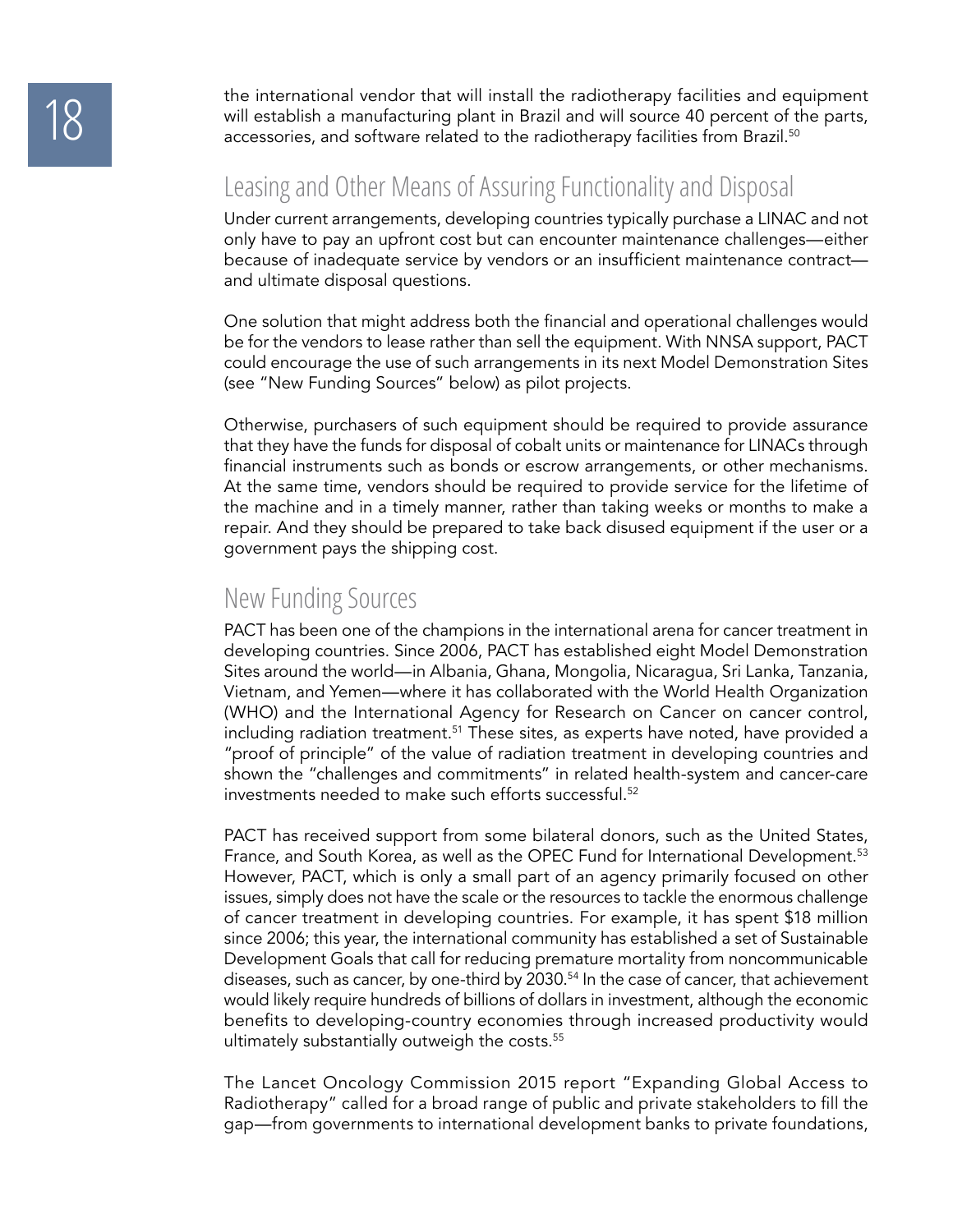the international vendor that will install the radiotherapy facilities and equipment will establish a manufacturing plant in Brazil and will source 40 percent of the parts, accessories, and software related to the radiotherapy facilities from Brazil.[50]

## Leasing and Other Means of Assuring Functionality and Disposal

Under current arrangements, developing countries typically purchase a LINAC and not only have to pay an upfront cost but can encounter maintenance challenges—either because of inadequate service by vendors or an insufficient maintenance contract—and ultimate disposal questions.

One solution that might address both the financial and operational challenges would be for the vendors to lease rather than sell the equipment. With NNSA support, PACT could encourage the use of such arrangements in its next Model Demonstration Sites (see "New Funding Sources" below) as pilot projects.

Otherwise, purchasers of such equipment should be required to provide assurance that they have the funds for disposal of cobalt units or maintenance for LINACs through financial instruments such as bonds or escrow arrangements, or other mechanisms. At the same time, vendors should be required to provide service for the lifetime of the machine and in a timely manner, rather than taking weeks or months to make a repair. And they should be prepared to take back disused equipment if the user or a government pays the shipping cost.

## New Funding Sources

PACT has been one of the champions in the international arena for cancer treatment in developing countries. Since 2006, PACT has established eight Model Demonstration Sites around the world—in Albania, Ghana, Mongolia, Nicaragua, Sri Lanka, Tanzania, Vietnam, and Yemen—where it has collaborated with the World Health Organization (WHO) and the International Agency for Research on Cancer on cancer control, including radiation treatment.[51] These sites, as experts have noted, have provided a "proof of principle" of the value of radiation treatment in developing countries and shown the "challenges and commitments" in related health-system and cancer-care investments needed to make such efforts successful.[52]

PACT has received support from some bilateral donors, such as the United States, France, and South Korea, as well as the OPEC Fund for International Development.[53] However, PACT, which is only a small part of an agency primarily focused on other issues, simply does not have the scale or the resources to tackle the enormous challenge of cancer treatment in developing countries. For example, it has spent $18 million since 2006; this year, the international community has established a set of Sustainable Development Goals that call for reducing premature mortality from noncommunicable diseases, such as cancer, by one-third by 2030.[54] In the case of cancer, that achievement would likely require hundreds of billions of dollars in investment, although the economic benefits to developing-country economies through increased productivity would ultimately substantially outweigh the costs.[55]

The Lancet Oncology Commission 2015 report "Expanding Global Access to Radiotherapy" called for a broad range of public and private stakeholders to fill the gap—from governments to international development banks to private foundations,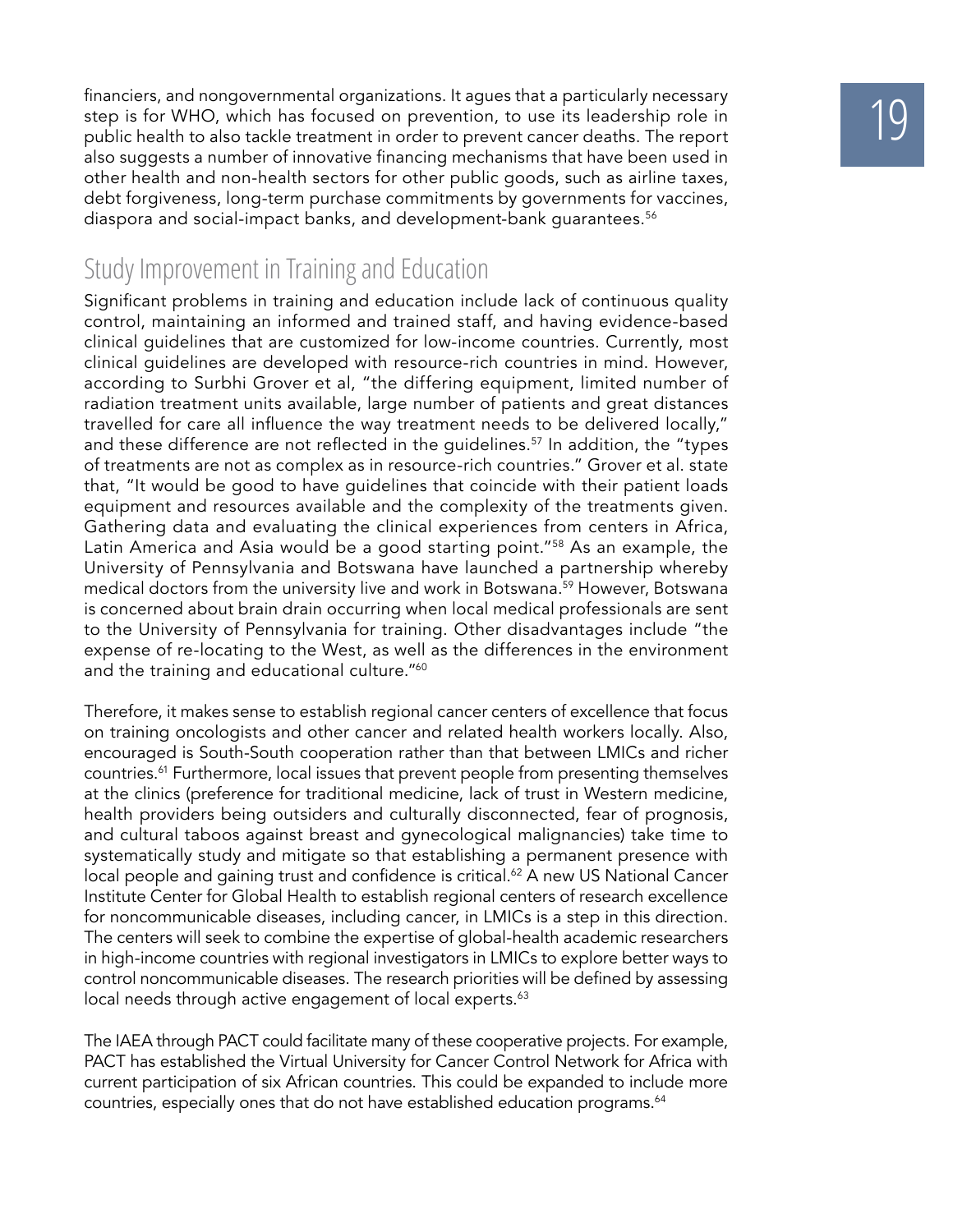financiers, and nongovernmental organizations. It agues that a particularly necessary step is for WHO, which has focused on prevention, to use its leadership role in public health to also tackle treatment in order to prevent cancer deaths. The report also suggests a number of innovative financing mechanisms that have been used in other health and non-health sectors for other public goods, such as airline taxes, debt forgiveness, long-term purchase commitments by governments for vaccines, diaspora and social-impact banks, and development-bank guarantees.[56]

## Study Improvement in Training and Education

Significant problems in training and education include lack of continuous quality control, maintaining an informed and trained staff, and having evidence-based clinical guidelines that are customized for low-income countries. Currently, most clinical guidelines are developed with resource-rich countries in mind. However, according to Surbhi Grover et al, "the differing equipment, limited number of radiation treatment units available, large number of patients and great distances travelled for care all influence the way treatment needs to be delivered locally," and these difference are not reflected in the guidelines.[57] In addition, the "types of treatments are not as complex as in resource-rich countries." Grover et al. state that, "It would be good to have guidelines that coincide with their patient loads equipment and resources available and the complexity of the treatments given. Gathering data and evaluating the clinical experiences from centers in Africa, Latin America and Asia would be a good starting point."[58] As an example, the University of Pennsylvania and Botswana have launched a partnership whereby medical doctors from the university live and work in Botswana.[59] However, Botswana is concerned about brain drain occurring when local medical professionals are sent to the University of Pennsylvania for training. Other disadvantages include "the expense of re-locating to the West, as well as the differences in the environment and the training and educational culture."[60]

Therefore, it makes sense to establish regional cancer centers of excellence that focus on training oncologists and other cancer and related health workers locally. Also, encouraged is South-South cooperation rather than that between LMICs and richer countries.[61] Furthermore, local issues that prevent people from presenting themselves at the clinics (preference for traditional medicine, lack of trust in Western medicine, health providers being outsiders and culturally disconnected, fear of prognosis, and cultural taboos against breast and gynecological malignancies) take time to systematically study and mitigate so that establishing a permanent presence with local people and gaining trust and confidence is critical.[62] A new US National Cancer Institute Center for Global Health to establish regional centers of research excellence for noncommunicable diseases, including cancer, in LMICs is a step in this direction. The centers will seek to combine the expertise of global-health academic researchers in high-income countries with regional investigators in LMICs to explore better ways to control noncommunicable diseases. The research priorities will be defined by assessing local needs through active engagement of local experts.[63]

The IAEA through PACT could facilitate many of these cooperative projects. For example, PACT has established the Virtual University for Cancer Control Network for Africa with current participation of six African countries. This could be expanded to include more countries, especially ones that do not have established education programs.[64]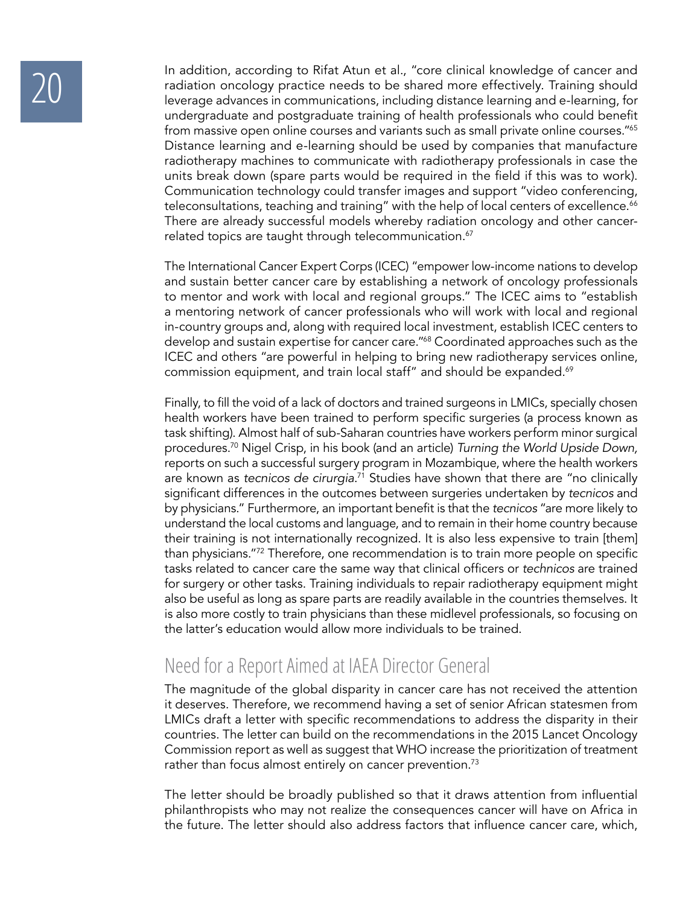In addition, according to Rifat Atun et al., "core clinical knowledge of cancer and radiation oncology practice needs to be shared more effectively. Training should leverage advances in communications, including distance learning and e-learning, for undergraduate and postgraduate training of health professionals who could benefit from massive open online courses and variants such as small private online courses."[65] Distance learning and e-learning should be used by companies that manufacture radiotherapy machines to communicate with radiotherapy professionals in case the units break down (spare parts would be required in the field if this was to work). Communication technology could transfer images and support "video conferencing, teleconsultations, teaching and training" with the help of local centers of excellence.[66] There are already successful models whereby radiation oncology and other cancer-related topics are taught through telecommunication.[67]

The International Cancer Expert Corps (ICEC) "empower low-income nations to develop and sustain better cancer care by establishing a network of oncology professionals to mentor and work with local and regional groups." The ICEC aims to "establish a mentoring network of cancer professionals who will work with local and regional in-country groups and, along with required local investment, establish ICEC centers to develop and sustain expertise for cancer care."[68] Coordinated approaches such as the ICEC and others "are powerful in helping to bring new radiotherapy services online, commission equipment, and train local staff" and should be expanded.[69]

Finally, to fill the void of a lack of doctors and trained surgeons in LMICs, specially chosen health workers have been trained to perform specific surgeries (a process known as task shifting). Almost half of sub-Saharan countries have workers perform minor surgical procedures.[70] Nigel Crisp, in his book (and an article) *Turning the World Upside Down,* reports on such a successful surgery program in Mozambique, where the health workers are known as *tecnicos de cirurgia*.[71] Studies have shown that there are "no clinically significant differences in the outcomes between surgeries undertaken by *tecnicos* and by physicians." Furthermore, an important benefit is that the *tecnicos* "are more likely to understand the local customs and language, and to remain in their home country because their training is not internationally recognized. It is also less expensive to train [them] than physicians."[72] Therefore, one recommendation is to train more people on specific tasks related to cancer care the same way that clinical officers or *technicos* are trained for surgery or other tasks. Training individuals to repair radiotherapy equipment might also be useful as long as spare parts are readily available in the countries themselves. It is also more costly to train physicians than these midlevel professionals, so focusing on the latter's education would allow more individuals to be trained.

## Need for a Report Aimed at IAEA Director General

The magnitude of the global disparity in cancer care has not received the attention it deserves. Therefore, we recommend having a set of senior African statesmen from LMICs draft a letter with specific recommendations to address the disparity in their countries. The letter can build on the recommendations in the 2015 Lancet Oncology Commission report as well as suggest that WHO increase the prioritization of treatment rather than focus almost entirely on cancer prevention.[73]

The letter should be broadly published so that it draws attention from influential philanthropists who may not realize the consequences cancer will have on Africa in the future. The letter should also address factors that influence cancer care, which,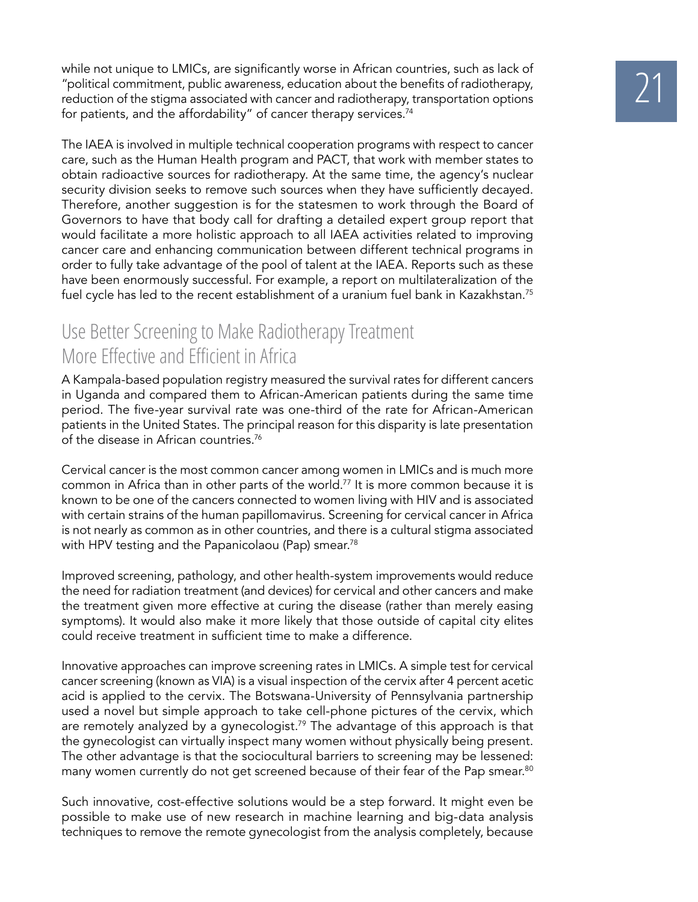while not unique to LMICs, are significantly worse in African countries, such as lack of "political commitment, public awareness, education about the benefits of radiotherapy, reduction of the stigma associated with cancer and radiotherapy, transportation options for patients, and the affordability" of cancer therapy services.[74]

The IAEA is involved in multiple technical cooperation programs with respect to cancer care, such as the Human Health program and PACT, that work with member states to obtain radioactive sources for radiotherapy. At the same time, the agency's nuclear security division seeks to remove such sources when they have sufficiently decayed. Therefore, another suggestion is for the statesmen to work through the Board of Governors to have that body call for drafting a detailed expert group report that would facilitate a more holistic approach to all IAEA activities related to improving cancer care and enhancing communication between different technical programs in order to fully take advantage of the pool of talent at the IAEA. Reports such as these have been enormously successful. For example, a report on multilateralization of the fuel cycle has led to the recent establishment of a uranium fuel bank in Kazakhstan.[75]

## Use Better Screening to Make Radiotherapy Treatment More Effective and Efficient in Africa

A Kampala-based population registry measured the survival rates for different cancers in Uganda and compared them to African-American patients during the same time period. The five-year survival rate was one-third of the rate for African-American patients in the United States. The principal reason for this disparity is late presentation of the disease in African countries.[76]

Cervical cancer is the most common cancer among women in LMICs and is much more common in Africa than in other parts of the world.[77] It is more common because it is known to be one of the cancers connected to women living with HIV and is associated with certain strains of the human papillomavirus. Screening for cervical cancer in Africa is not nearly as common as in other countries, and there is a cultural stigma associated with HPV testing and the Papanicolaou (Pap) smear.[78]

Improved screening, pathology, and other health-system improvements would reduce the need for radiation treatment (and devices) for cervical and other cancers and make the treatment given more effective at curing the disease (rather than merely easing symptoms). It would also make it more likely that those outside of capital city elites could receive treatment in sufficient time to make a difference.

Innovative approaches can improve screening rates in LMICs. A simple test for cervical cancer screening (known as VIA) is a visual inspection of the cervix after 4 percent acetic acid is applied to the cervix. The Botswana-University of Pennsylvania partnership used a novel but simple approach to take cell-phone pictures of the cervix, which are remotely analyzed by a gynecologist.[79] The advantage of this approach is that the gynecologist can virtually inspect many women without physically being present. The other advantage is that the sociocultural barriers to screening may be lessened: many women currently do not get screened because of their fear of the Pap smear.[80]

Such innovative, cost-effective solutions would be a step forward. It might even be possible to make use of new research in machine learning and big-data analysis techniques to remove the remote gynecologist from the analysis completely, because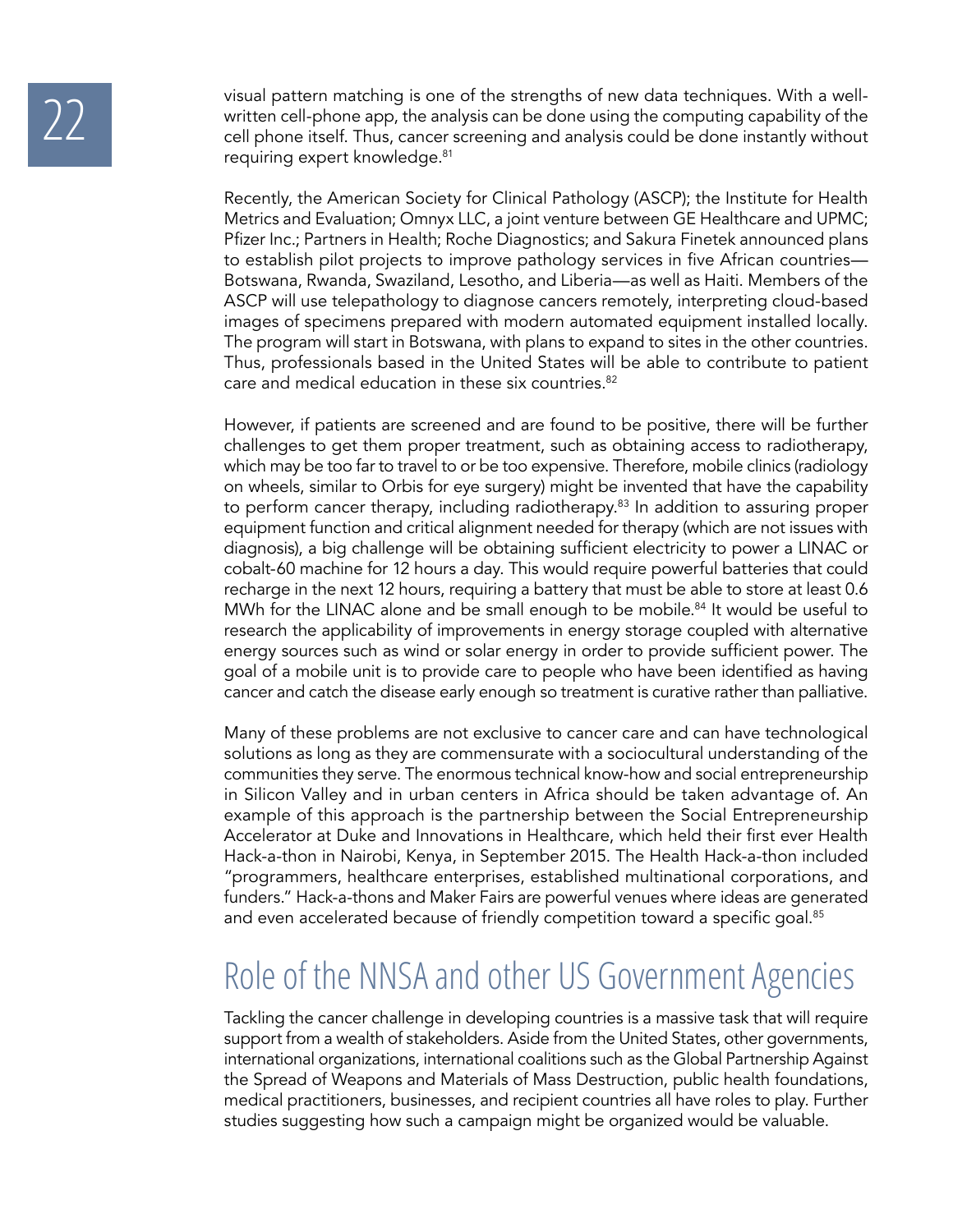visual pattern matching is one of the strengths of new data techniques. With a well-written cell-phone app, the analysis can be done using the computing capability of the cell phone itself. Thus, cancer screening and analysis could be done instantly without requiring expert knowledge.[81]

Recently, the American Society for Clinical Pathology (ASCP); the Institute for Health Metrics and Evaluation; Omnyx LLC, a joint venture between GE Healthcare and UPMC; Pfizer Inc.; Partners in Health; Roche Diagnostics; and Sakura Finetek announced plans to establish pilot projects to improve pathology services in five African countries—Botswana, Rwanda, Swaziland, Lesotho, and Liberia—as well as Haiti. Members of the ASCP will use telepathology to diagnose cancers remotely, interpreting cloud-based images of specimens prepared with modern automated equipment installed locally. The program will start in Botswana, with plans to expand to sites in the other countries. Thus, professionals based in the United States will be able to contribute to patient care and medical education in these six countries.[82]

However, if patients are screened and are found to be positive, there will be further challenges to get them proper treatment, such as obtaining access to radiotherapy, which may be too far to travel to or be too expensive. Therefore, mobile clinics (radiology on wheels, similar to Orbis for eye surgery) might be invented that have the capability to perform cancer therapy, including radiotherapy.[83] In addition to assuring proper equipment function and critical alignment needed for therapy (which are not issues with diagnosis), a big challenge will be obtaining sufficient electricity to power a LINAC or cobalt-60 machine for 12 hours a day. This would require powerful batteries that could recharge in the next 12 hours, requiring a battery that must be able to store at least 0.6 MWh for the LINAC alone and be small enough to be mobile.[84] It would be useful to research the applicability of improvements in energy storage coupled with alternative energy sources such as wind or solar energy in order to provide sufficient power. The goal of a mobile unit is to provide care to people who have been identified as having cancer and catch the disease early enough so treatment is curative rather than palliative.

Many of these problems are not exclusive to cancer care and can have technological solutions as long as they are commensurate with a sociocultural understanding of the communities they serve. The enormous technical know-how and social entrepreneurship in Silicon Valley and in urban centers in Africa should be taken advantage of. An example of this approach is the partnership between the Social Entrepreneurship Accelerator at Duke and Innovations in Healthcare, which held their first ever Health Hack-a-thon in Nairobi, Kenya, in September 2015. The Health Hack-a-thon included "programmers, healthcare enterprises, established multinational corporations, and funders." Hack-a-thons and Maker Fairs are powerful venues where ideas are generated and even accelerated because of friendly competition toward a specific goal.[85]

## Role of the NNSA and other US Government Agencies

Tackling the cancer challenge in developing countries is a massive task that will require support from a wealth of stakeholders. Aside from the United States, other governments, international organizations, international coalitions such as the Global Partnership Against the Spread of Weapons and Materials of Mass Destruction, public health foundations, medical practitioners, businesses, and recipient countries all have roles to play. Further studies suggesting how such a campaign might be organized would be valuable.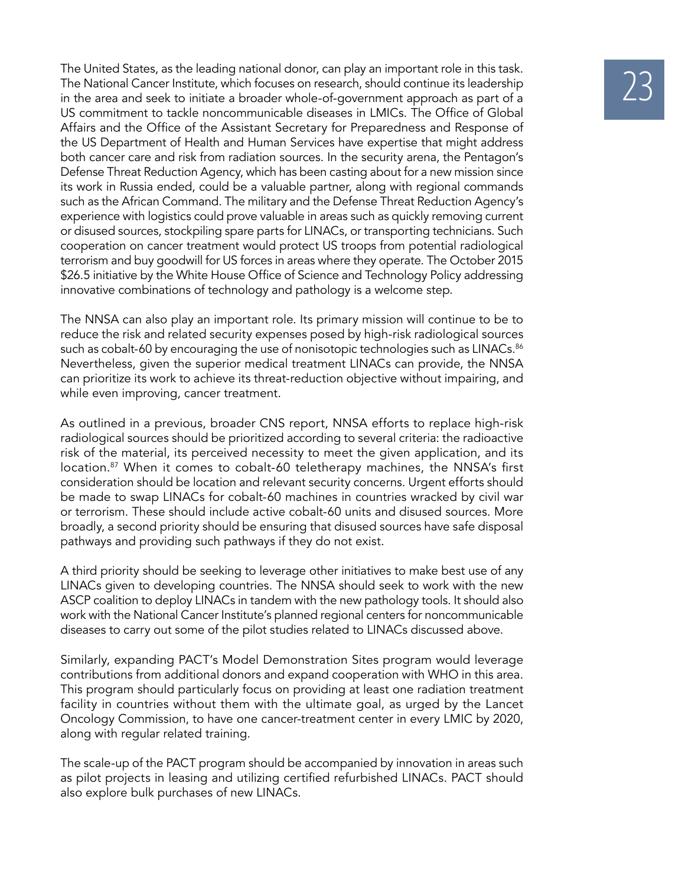The United States, as the leading national donor, can play an important role in this task. The National Cancer Institute, which focuses on research, should continue its leadership in the area and seek to initiate a broader whole-of-government approach as part of a US commitment to tackle noncommunicable diseases in LMICs. The Office of Global Affairs and the Office of the Assistant Secretary for Preparedness and Response of the US Department of Health and Human Services have expertise that might address both cancer care and risk from radiation sources. In the security arena, the Pentagon's Defense Threat Reduction Agency, which has been casting about for a new mission since its work in Russia ended, could be a valuable partner, along with regional commands such as the African Command. The military and the Defense Threat Reduction Agency's experience with logistics could prove valuable in areas such as quickly removing current or disused sources, stockpiling spare parts for LINACs, or transporting technicians. Such cooperation on cancer treatment would protect US troops from potential radiological terrorism and buy goodwill for US forces in areas where they operate. The October 2015 $26.5 initiative by the White House Office of Science and Technology Policy addressing innovative combinations of technology and pathology is a welcome step.

The NNSA can also play an important role. Its primary mission will continue to be to reduce the risk and related security expenses posed by high-risk radiological sources such as cobalt-60 by encouraging the use of nonisotopic technologies such as LINACs.[86] Nevertheless, given the superior medical treatment LINACs can provide, the NNSA can prioritize its work to achieve its threat-reduction objective without impairing, and while even improving, cancer treatment.

As outlined in a previous, broader CNS report, NNSA efforts to replace high-risk radiological sources should be prioritized according to several criteria: the radioactive risk of the material, its perceived necessity to meet the given application, and its location.[87] When it comes to cobalt-60 teletherapy machines, the NNSA's first consideration should be location and relevant security concerns. Urgent efforts should be made to swap LINACs for cobalt-60 machines in countries wracked by civil war or terrorism. These should include active cobalt-60 units and disused sources. More broadly, a second priority should be ensuring that disused sources have safe disposal pathways and providing such pathways if they do not exist.

A third priority should be seeking to leverage other initiatives to make best use of any LINACs given to developing countries. The NNSA should seek to work with the new ASCP coalition to deploy LINACs in tandem with the new pathology tools. It should also work with the National Cancer Institute's planned regional centers for noncommunicable diseases to carry out some of the pilot studies related to LINACs discussed above.

Similarly, expanding PACT's Model Demonstration Sites program would leverage contributions from additional donors and expand cooperation with WHO in this area. This program should particularly focus on providing at least one radiation treatment facility in countries without them with the ultimate goal, as urged by the Lancet Oncology Commission, to have one cancer-treatment center in every LMIC by 2020, along with regular related training.

The scale-up of the PACT program should be accompanied by innovation in areas such as pilot projects in leasing and utilizing certified refurbished LINACs. PACT should also explore bulk purchases of new LINACs.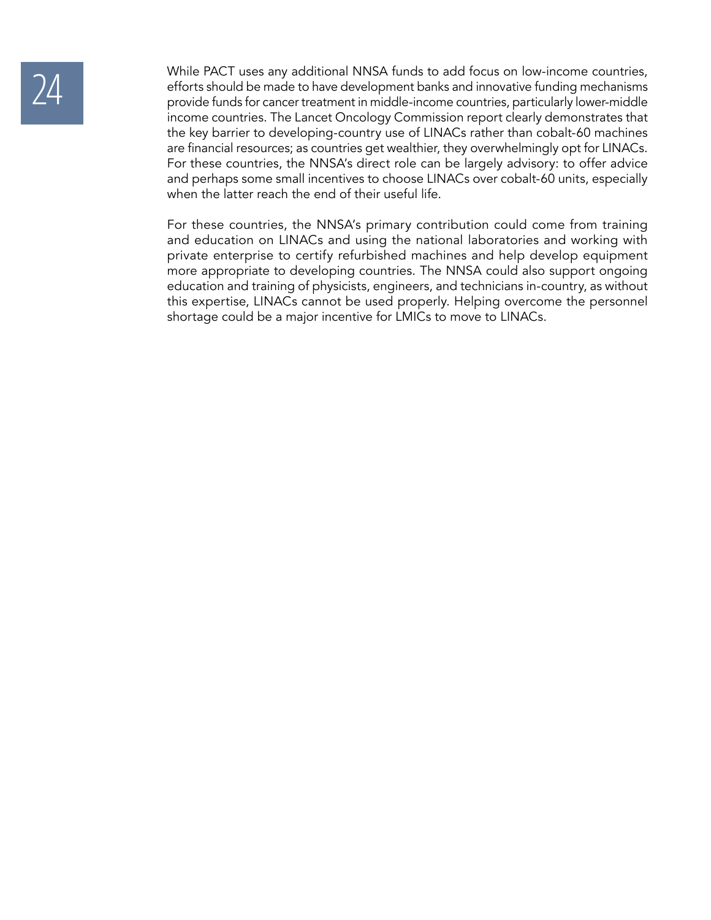While PACT uses any additional NNSA funds to add focus on low-income countries, efforts should be made to have development banks and innovative funding mechanisms provide funds for cancer treatment in middle-income countries, particularly lower-middle income countries. The Lancet Oncology Commission report clearly demonstrates that the key barrier to developing-country use of LINACs rather than cobalt-60 machines are financial resources; as countries get wealthier, they overwhelmingly opt for LINACs. For these countries, the NNSA's direct role can be largely advisory: to offer advice and perhaps some small incentives to choose LINACs over cobalt-60 units, especially when the latter reach the end of their useful life.

For these countries, the NNSA's primary contribution could come from training and education on LINACs and using the national laboratories and working with private enterprise to certify refurbished machines and help develop equipment more appropriate to developing countries. The NNSA could also support ongoing education and training of physicists, engineers, and technicians in-country, as without this expertise, LINACs cannot be used properly. Helping overcome the personnel shortage could be a major incentive for LMICs to move to LINACs.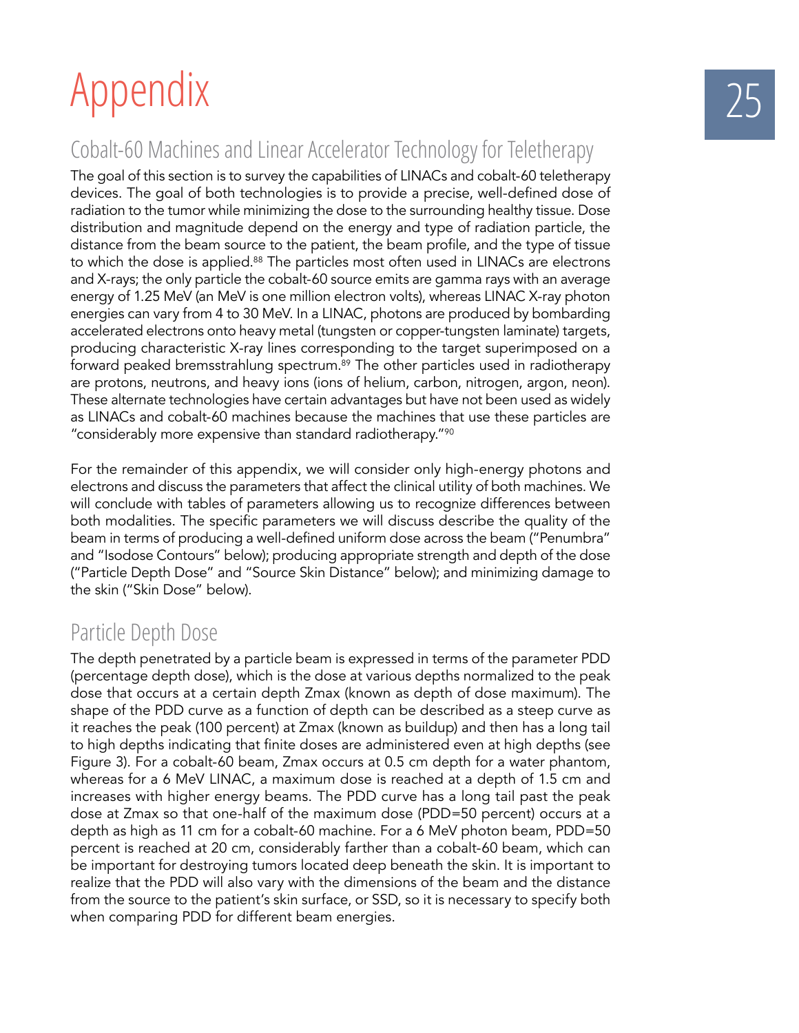# Appendix

## Cobalt-60 Machines and Linear Accelerator Technology for Teletherapy

The goal of this section is to survey the capabilities of LINACs and cobalt-60 teletherapy devices. The goal of both technologies is to provide a precise, well-defined dose of radiation to the tumor while minimizing the dose to the surrounding healthy tissue. Dose distribution and magnitude depend on the energy and type of radiation particle, the distance from the beam source to the patient, the beam profile, and the type of tissue to which the dose is applied.[88] The particles most often used in LINACs are electrons and X-rays; the only particle the cobalt-60 source emits are gamma rays with an average energy of 1.25 MeV (an MeV is one million electron volts), whereas LINAC X-ray photon energies can vary from 4 to 30 MeV. In a LINAC, photons are produced by bombarding accelerated electrons onto heavy metal (tungsten or copper-tungsten laminate) targets, producing characteristic X-ray lines corresponding to the target superimposed on a forward peaked bremsstrahlung spectrum.[89] The other particles used in radiotherapy are protons, neutrons, and heavy ions (ions of helium, carbon, nitrogen, argon, neon). These alternate technologies have certain advantages but have not been used as widely as LINACs and cobalt-60 machines because the machines that use these particles are "considerably more expensive than standard radiotherapy."[90]

For the remainder of this appendix, we will consider only high-energy photons and electrons and discuss the parameters that affect the clinical utility of both machines. We will conclude with tables of parameters allowing us to recognize differences between both modalities. The specific parameters we will discuss describe the quality of the beam in terms of producing a well-defined uniform dose across the beam ("Penumbra" and "Isodose Contours" below); producing appropriate strength and depth of the dose ("Particle Depth Dose" and "Source Skin Distance" below); and minimizing damage to the skin ("Skin Dose" below).

## Particle Depth Dose

The depth penetrated by a particle beam is expressed in terms of the parameter PDD (percentage depth dose), which is the dose at various depths normalized to the peak dose that occurs at a certain depth Zmax (known as depth of dose maximum). The shape of the PDD curve as a function of depth can be described as a steep curve as it reaches the peak (100 percent) at Zmax (known as buildup) and then has a long tail to high depths indicating that finite doses are administered even at high depths (see Figure 3). For a cobalt-60 beam, Zmax occurs at 0.5 cm depth for a water phantom, whereas for a 6 MeV LINAC, a maximum dose is reached at a depth of 1.5 cm and increases with higher energy beams. The PDD curve has a long tail past the peak dose at Zmax so that one-half of the maximum dose (PDD=50 percent) occurs at a depth as high as 11 cm for a cobalt-60 machine. For a 6 MeV photon beam, PDD=50 percent is reached at 20 cm, considerably farther than a cobalt-60 beam, which can be important for destroying tumors located deep beneath the skin. It is important to realize that the PDD will also vary with the dimensions of the beam and the distance from the source to the patient's skin surface, or SSD, so it is necessary to specify both when comparing PDD for different beam energies.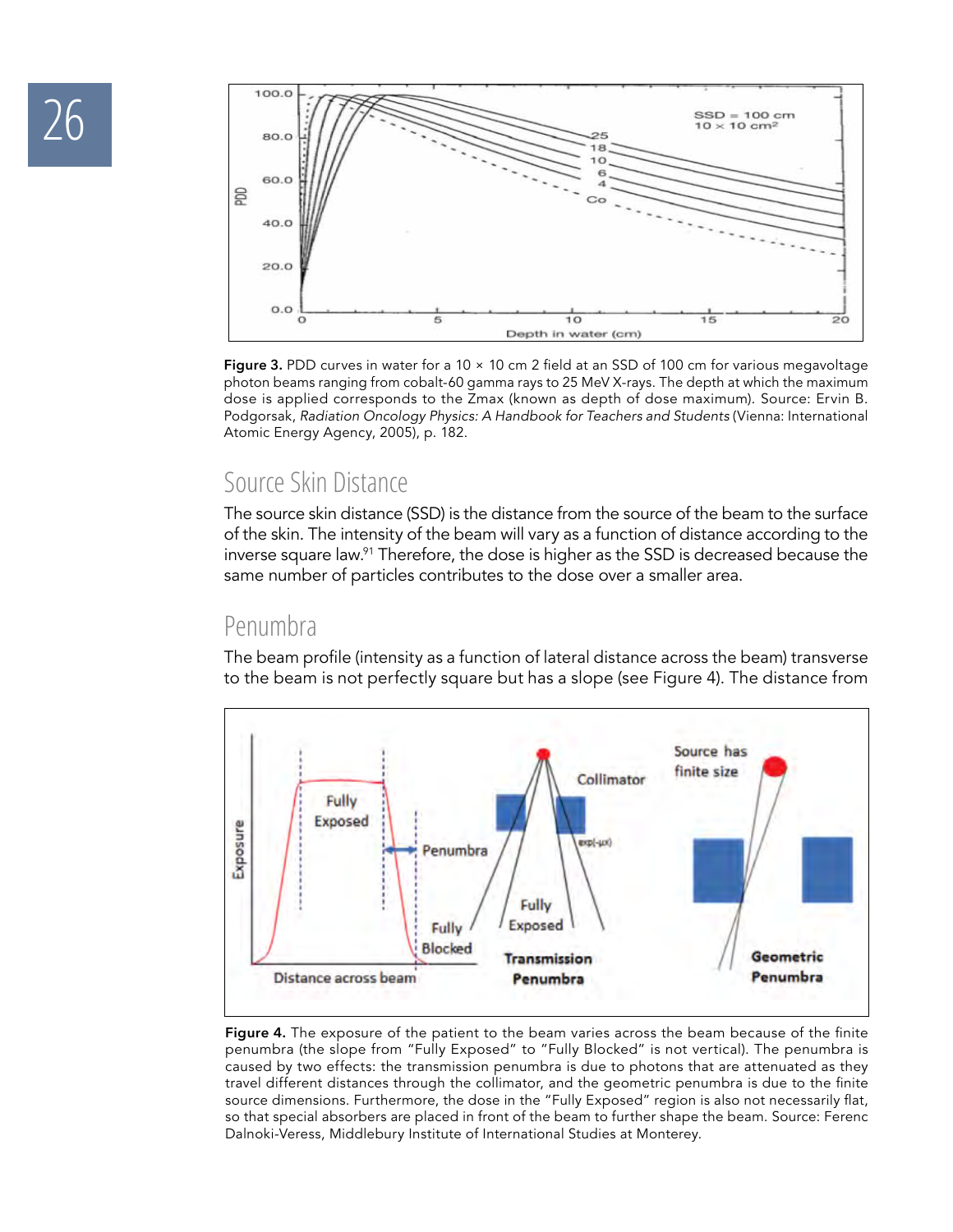Figure 3. PDD curves in water for a 10 × 10 cm 2 field at an SSD of 100 cm for various megavoltage photon beams ranging from cobalt-60 gamma rays to 25 MeV X-rays. The depth at which the maximum dose is applied corresponds to the Zmax (known as depth of dose maximum). Source: Ervin B. Podgorsak, *Radiation Oncology Physics: A Handbook for Teachers and Students* (Vienna: International Atomic Energy Agency, 2005), p. 182.

## Source Skin Distance

The source skin distance (SSD) is the distance from the source of the beam to the surface of the skin. The intensity of the beam will vary as a function of distance according to the inverse square law.[91] Therefore, the dose is higher as the SSD is decreased because the same number of particles contributes to the dose over a smaller area.

## Penumbra

The beam profile (intensity as a function of lateral distance across the beam) transverse to the beam is not perfectly square but has a slope (see Figure 4). The distance from

Figure 4. The exposure of the patient to the beam varies across the beam because of the finite penumbra (the slope from "Fully Exposed" to "Fully Blocked" is not vertical). The penumbra is caused by two effects: the transmission penumbra is due to photons that are attenuated as they travel different distances through the collimator, and the geometric penumbra is due to the finite source dimensions. Furthermore, the dose in the "Fully Exposed" region is also not necessarily flat, so that special absorbers are placed in front of the beam to further shape the beam. Source: Ferenc Dalnoki-Veress, Middlebury Institute of International Studies at Monterey.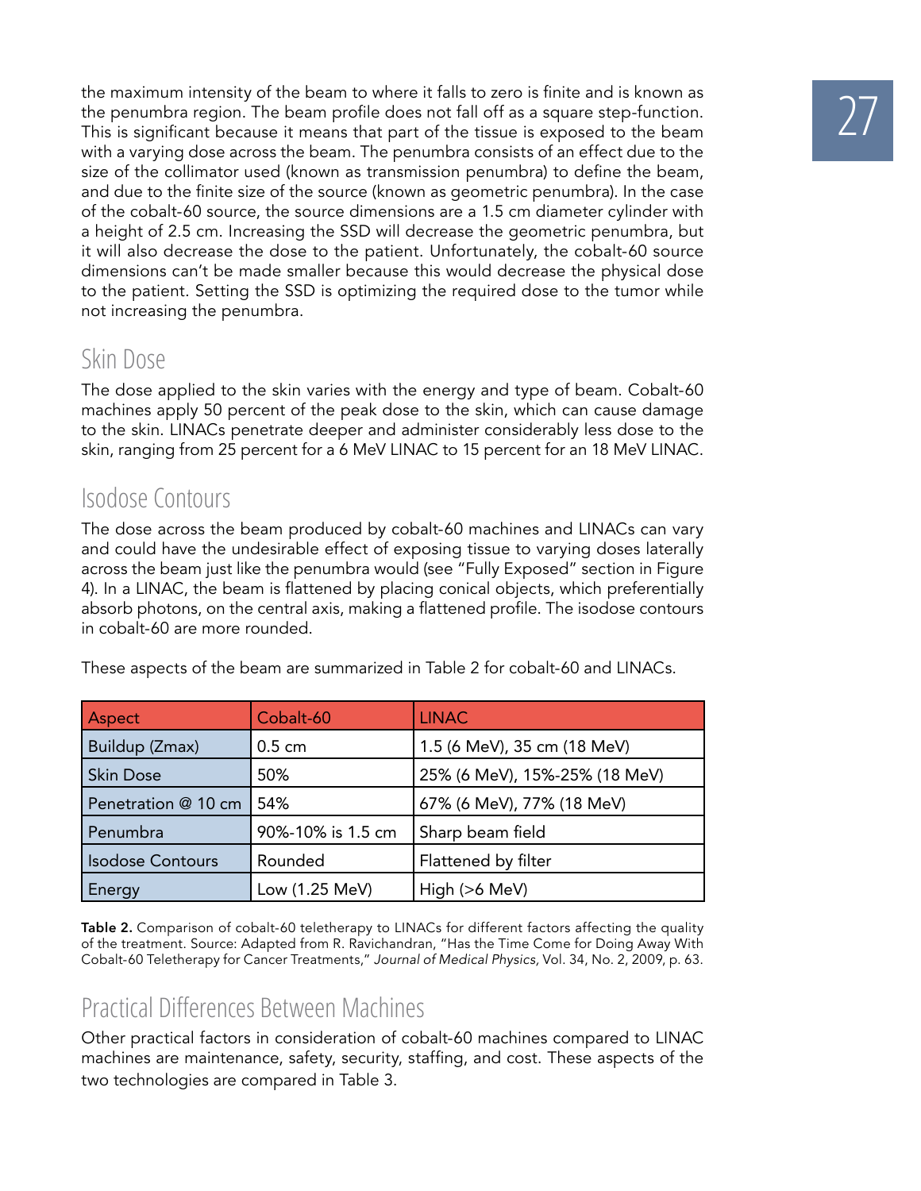the maximum intensity of the beam to where it falls to zero is finite and is known as the penumbra region. The beam profile does not fall off as a square step-function. This is significant because it means that part of the tissue is exposed to the beam with a varying dose across the beam. The penumbra consists of an effect due to the size of the collimator used (known as transmission penumbra) to define the beam, and due to the finite size of the source (known as geometric penumbra). In the case of the cobalt-60 source, the source dimensions are a 1.5 cm diameter cylinder with a height of 2.5 cm. Increasing the SSD will decrease the geometric penumbra, but it will also decrease the dose to the patient. Unfortunately, the cobalt-60 source dimensions can't be made smaller because this would decrease the physical dose to the patient. Setting the SSD is optimizing the required dose to the tumor while not increasing the penumbra.

## Skin Dose

The dose applied to the skin varies with the energy and type of beam. Cobalt-60 machines apply 50 percent of the peak dose to the skin, which can cause damage to the skin. LINACs penetrate deeper and administer considerably less dose to the skin, ranging from 25 percent for a 6 MeV LINAC to 15 percent for an 18 MeV LINAC.

## Isodose Contours

The dose across the beam produced by cobalt-60 machines and LINACs can vary and could have the undesirable effect of exposing tissue to varying doses laterally across the beam just like the penumbra would (see "Fully Exposed" section in Figure 4). In a LINAC, the beam is flattened by placing conical objects, which preferentially absorb photons, on the central axis, making a flattened profile. The isodose contours in cobalt-60 are more rounded.

These aspects of the beam are summarized in Table 2 for cobalt-60 and LINACs.

| Aspect | Cobalt-60 | LINAC |
|---|---|---|
| Buildup (Zmax) | 0.5 cm | 1.5 (6 MeV), 35 cm (18 MeV) |
| Skin Dose | 50% | 25% (6 MeV), 15%-25% (18 MeV) |
| Penetration @ 10 cm | 54% | 67% (6 MeV), 77% (18 MeV) |
| Penumbra | 90%-10% is 1.5 cm | Sharp beam field |
| Isodose Contours | Rounded | Flattened by filter |
| Energy | Low (1.25 MeV) | High (>6 MeV) |

**Table 2.** Comparison of cobalt-60 teletherapy to LINACs for different factors affecting the quality of the treatment. Source: Adapted from R. Ravichandran, "Has the Time Come for Doing Away With Cobalt-60 Teletherapy for Cancer Treatments," *Journal of Medical Physics,* Vol. 34, No. 2, 2009, p. 63.

## Practical Differences Between Machines

Other practical factors in consideration of cobalt-60 machines compared to LINAC machines are maintenance, safety, security, staffing, and cost. These aspects of the two technologies are compared in Table 3.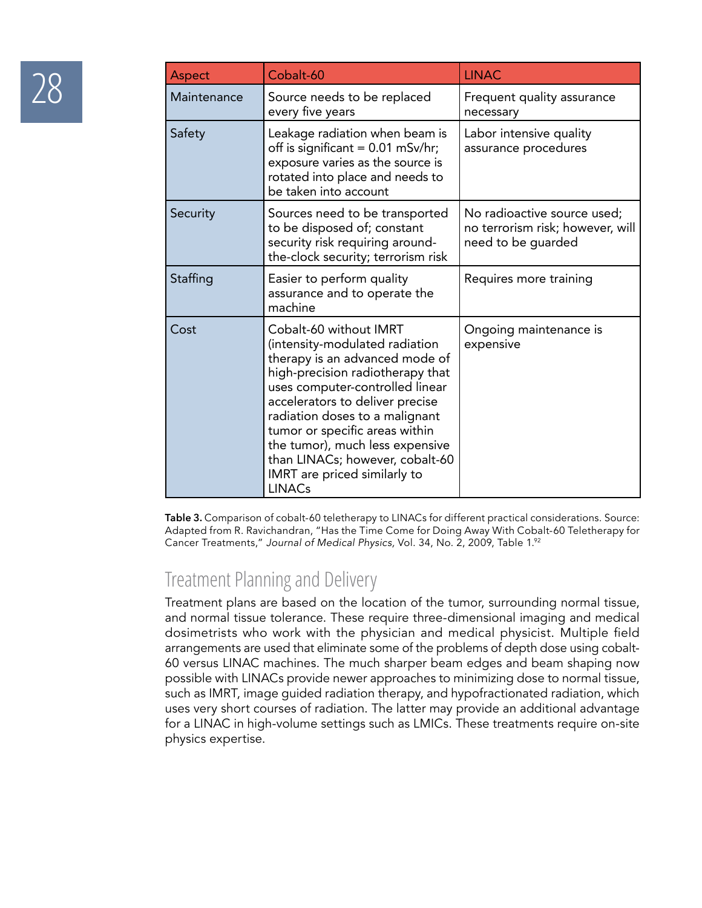| Aspect | Cobalt-60 | LINAC |
| --- | --- | --- |
| Maintenance | Source needs to be replaced every five years | Frequent quality assurance necessary |
| Safety | Leakage radiation when beam is off is significant = 0.01 mSv/hr; exposure varies as the source is rotated into place and needs to be taken into account | Labor intensive quality assurance procedures |
| Security | Sources need to be transported to be disposed of; constant security risk requiring around-the-clock security; terrorism risk | No radioactive source used; no terrorism risk; however, will need to be guarded |
| Staffing | Easier to perform quality assurance and to operate the machine | Requires more training |
| Cost | Cobalt-60 without IMRT (intensity-modulated radiation therapy is an advanced mode of high-precision radiotherapy that uses computer-controlled linear accelerators to deliver precise radiation doses to a malignant tumor or specific areas within the tumor), much less expensive than LINACs; however, cobalt-60 IMRT are priced similarly to LINACs | Ongoing maintenance is expensive |

**Table 3.** Comparison of cobalt-60 teletherapy to LINACs for different practical considerations. Source: Adapted from R. Ravichandran, "Has the Time Come for Doing Away With Cobalt-60 Teletherapy for Cancer Treatments," *Journal of Medical Physics,* Vol. 34, No. 2, 2009, Table 1.[92]

## Treatment Planning and Delivery

Treatment plans are based on the location of the tumor, surrounding normal tissue, and normal tissue tolerance. These require three-dimensional imaging and medical dosimetrists who work with the physician and medical physicist. Multiple field arrangements are used that eliminate some of the problems of depth dose using cobalt-60 versus LINAC machines. The much sharper beam edges and beam shaping now possible with LINACs provide newer approaches to minimizing dose to normal tissue, such as IMRT, image guided radiation therapy, and hypofractionated radiation, which uses very short courses of radiation. The latter may provide an additional advantage for a LINAC in high-volume settings such as LMICs. These treatments require on-site physics expertise.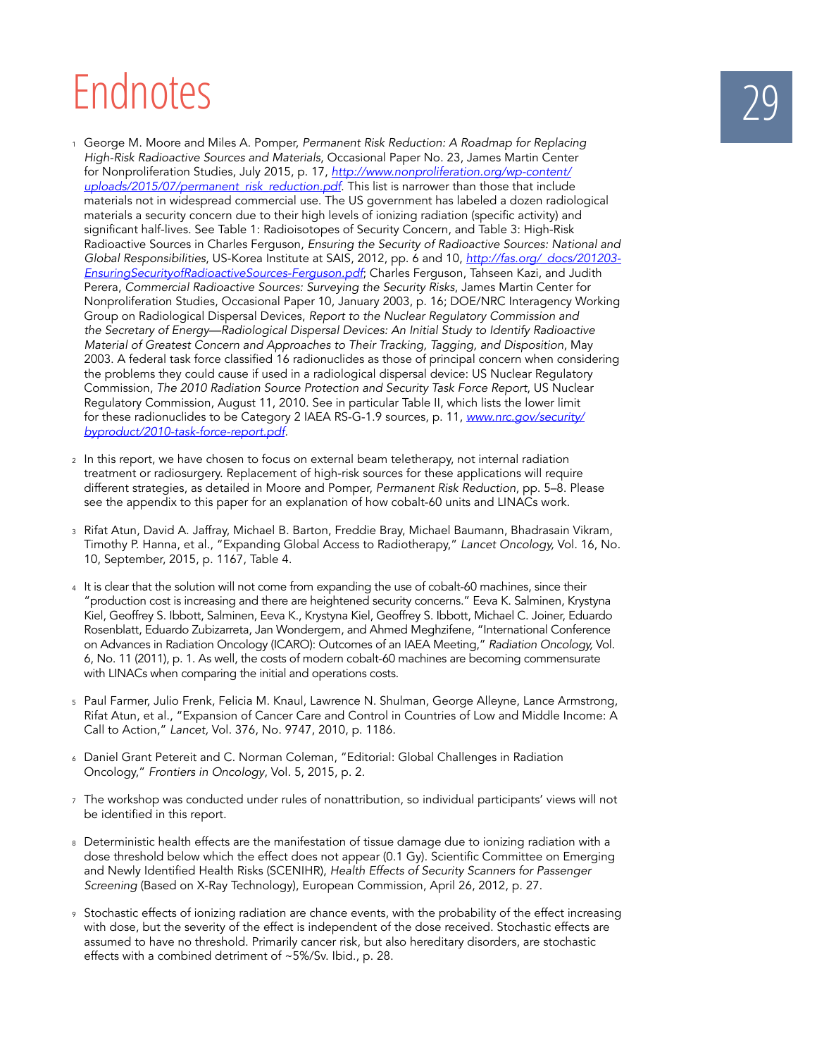# Endnotes

1. George M. Moore and Miles A. Pomper, *Permanent Risk Reduction: A Roadmap for Replacing High-Risk Radioactive Sources and Materials*, Occasional Paper No. 23, James Martin Center for Nonproliferation Studies, July 2015, p. 17, http://www.nonproliferation.org/wp-content/uploads/2015/07/permanent_risk_reduction.pdf. This list is narrower than those that include materials not in widespread commercial use. The US government has labeled a dozen radiological materials a security concern due to their high levels of ionizing radiation (specific activity) and significant half-lives. See Table 1: Radioisotopes of Security Concern, and Table 3: High-Risk Radioactive Sources in Charles Ferguson, *Ensuring the Security of Radioactive Sources: National and Global Responsibilities*, US-Korea Institute at SAIS, 2012, pp. 6 and 10, http://fas.org/_docs/201203-EnsuringSecurityofRadioactiveSources-Ferguson.pdf; Charles Ferguson, Tahseen Kazi, and Judith Perera, *Commercial Radioactive Sources: Surveying the Security Risks*, James Martin Center for Nonproliferation Studies, Occasional Paper 10, January 2003, p. 16; DOE/NRC Interagency Working Group on Radiological Dispersal Devices, *Report to the Nuclear Regulatory Commission and the Secretary of Energy—Radiological Dispersal Devices: An Initial Study to Identify Radioactive Material of Greatest Concern and Approaches to Their Tracking, Tagging, and Disposition*, May 2003. A federal task force classified 16 radionuclides as those of principal concern when considering the problems they could cause if used in a radiological dispersal device: US Nuclear Regulatory Commission, *The 2010 Radiation Source Protection and Security Task Force Report*, US Nuclear Regulatory Commission, August 11, 2010. See in particular Table II, which lists the lower limit for these radionuclides to be Category 2 IAEA RS-G-1.9 sources, p. 11, www.nrc.gov/security/byproduct/2010-task-force-report.pdf.

2. In this report, we have chosen to focus on external beam teletherapy, not internal radiation treatment or radiosurgery. Replacement of high-risk sources for these applications will require different strategies, as detailed in Moore and Pomper, *Permanent Risk Reduction*, pp. 5–8. Please see the appendix to this paper for an explanation of how cobalt-60 units and LINACs work.

3. Rifat Atun, David A. Jaffray, Michael B. Barton, Freddie Bray, Michael Baumann, Bhadrasain Vikram, Timothy P. Hanna, et al., "Expanding Global Access to Radiotherapy," *Lancet Oncology,* Vol. 16, No. 10, September, 2015, p. 1167, Table 4.

4. It is clear that the solution will not come from expanding the use of cobalt-60 machines, since their "production cost is increasing and there are heightened security concerns." Eeva K. Salminen, Krystyna Kiel, Geoffrey S. Ibbott, Salminen, Eeva K., Krystyna Kiel, Geoffrey S. Ibbott, Michael C. Joiner, Eduardo Rosenblatt, Eduardo Zubizarreta, Jan Wondergem, and Ahmed Meghzifene, "International Conference on Advances in Radiation Oncology (ICARO): Outcomes of an IAEA Meeting," *Radiation Oncology,* Vol. 6, No. 11 (2011), p. 1. As well, the costs of modern cobalt-60 machines are becoming commensurate with LINACs when comparing the initial and operations costs.

5. Paul Farmer, Julio Frenk, Felicia M. Knaul, Lawrence N. Shulman, George Alleyne, Lance Armstrong, Rifat Atun, et al., "Expansion of Cancer Care and Control in Countries of Low and Middle Income: A Call to Action," *Lancet*, Vol. 376, No. 9747, 2010, p. 1186.

6. Daniel Grant Petereit and C. Norman Coleman, "Editorial: Global Challenges in Radiation Oncology," *Frontiers in Oncology*, Vol. 5, 2015, p. 2.

7. The workshop was conducted under rules of nonattribution, so individual participants' views will not be identified in this report.

8. Deterministic health effects are the manifestation of tissue damage due to ionizing radiation with a dose threshold below which the effect does not appear (0.1 Gy). Scientific Committee on Emerging and Newly Identified Health Risks (SCENIHR), *Health Effects of Security Scanners for Passenger Screening* (Based on X-Ray Technology), European Commission, April 26, 2012, p. 27.

9. Stochastic effects of ionizing radiation are chance events, with the probability of the effect increasing with dose, but the severity of the effect is independent of the dose received. Stochastic effects are assumed to have no threshold. Primarily cancer risk, but also hereditary disorders, are stochastic effects with a combined detriment of ~5%/Sv. Ibid., p. 28.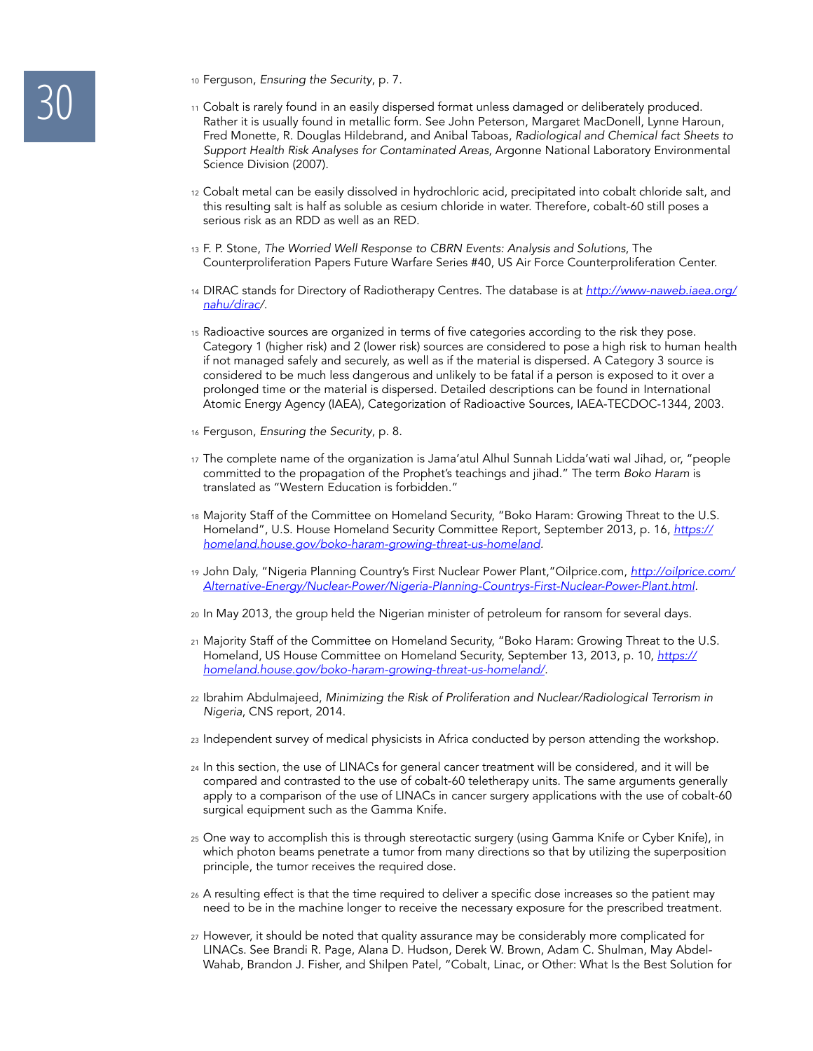10 Ferguson, *Ensuring the Security*, p. 7.

11 Cobalt is rarely found in an easily dispersed format unless damaged or deliberately produced. Rather it is usually found in metallic form. See John Peterson, Margaret MacDonell, Lynne Haroun, Fred Monette, R. Douglas Hildebrand, and Anibal Taboas, *Radiological and Chemical fact Sheets to Support Health Risk Analyses for Contaminated Areas*, Argonne National Laboratory Environmental Science Division (2007).

12 Cobalt metal can be easily dissolved in hydrochloric acid, precipitated into cobalt chloride salt, and this resulting salt is half as soluble as cesium chloride in water. Therefore, cobalt-60 still poses a serious risk as an RDD as well as an RED.

13 F. P. Stone, *The Worried Well Response to CBRN Events: Analysis and Solutions*, The Counterproliferation Papers Future Warfare Series #40, US Air Force Counterproliferation Center.

14 DIRAC stands for Directory of Radiotherapy Centres. The database is at [http://www-naweb.iaea.org/nahu/dirac/](http://www-naweb.iaea.org/nahu/dirac/).

15 Radioactive sources are organized in terms of five categories according to the risk they pose. Category 1 (higher risk) and 2 (lower risk) sources are considered to pose a high risk to human health if not managed safely and securely, as well as if the material is dispersed. A Category 3 source is considered to be much less dangerous and unlikely to be fatal if a person is exposed to it over a prolonged time or the material is dispersed. Detailed descriptions can be found in International Atomic Energy Agency (IAEA), Categorization of Radioactive Sources, IAEA-TECDOC-1344, 2003.

16 Ferguson, *Ensuring the Security*, p. 8.

17 The complete name of the organization is Jama'atul Alhul Sunnah Lidda'wati wal Jihad, or, "people committed to the propagation of the Prophet's teachings and jihad." The term *Boko Haram* is translated as "Western Education is forbidden."

18 Majority Staff of the Committee on Homeland Security, "Boko Haram: Growing Threat to the U.S. Homeland", U.S. House Homeland Security Committee Report, September 2013, p. 16, [https://homeland.house.gov/boko-haram-growing-threat-us-homeland](https://homeland.house.gov/boko-haram-growing-threat-us-homeland).

19 John Daly, "Nigeria Planning Country's First Nuclear Power Plant,"Oilprice.com, [http://oilprice.com/Alternative-Energy/Nuclear-Power/Nigeria-Planning-Countrys-First-Nuclear-Power-Plant.html](http://oilprice.com/Alternative-Energy/Nuclear-Power/Nigeria-Planning-Countrys-First-Nuclear-Power-Plant.html).

20 In May 2013, the group held the Nigerian minister of petroleum for ransom for several days.

21 Majority Staff of the Committee on Homeland Security, "Boko Haram: Growing Threat to the U.S. Homeland, US House Committee on Homeland Security, September 13, 2013, p. 10, [https://homeland.house.gov/boko-haram-growing-threat-us-homeland/](https://homeland.house.gov/boko-haram-growing-threat-us-homeland/).

22 Ibrahim Abdulmajeed, *Minimizing the Risk of Proliferation and Nuclear/Radiological Terrorism in Nigeria*, CNS report, 2014.

23 Independent survey of medical physicists in Africa conducted by person attending the workshop.

24 In this section, the use of LINACs for general cancer treatment will be considered, and it will be compared and contrasted to the use of cobalt-60 teletherapy units. The same arguments generally apply to a comparison of the use of LINACs in cancer surgery applications with the use of cobalt-60 surgical equipment such as the Gamma Knife.

25 One way to accomplish this is through stereotactic surgery (using Gamma Knife or Cyber Knife), in which photon beams penetrate a tumor from many directions so that by utilizing the superposition principle, the tumor receives the required dose.

26 A resulting effect is that the time required to deliver a specific dose increases so the patient may need to be in the machine longer to receive the necessary exposure for the prescribed treatment.

27 However, it should be noted that quality assurance may be considerably more complicated for LINACs. See Brandi R. Page, Alana D. Hudson, Derek W. Brown, Adam C. Shulman, May Abdel-Wahab, Brandon J. Fisher, and Shilpen Patel, "Cobalt, Linac, or Other: What Is the Best Solution for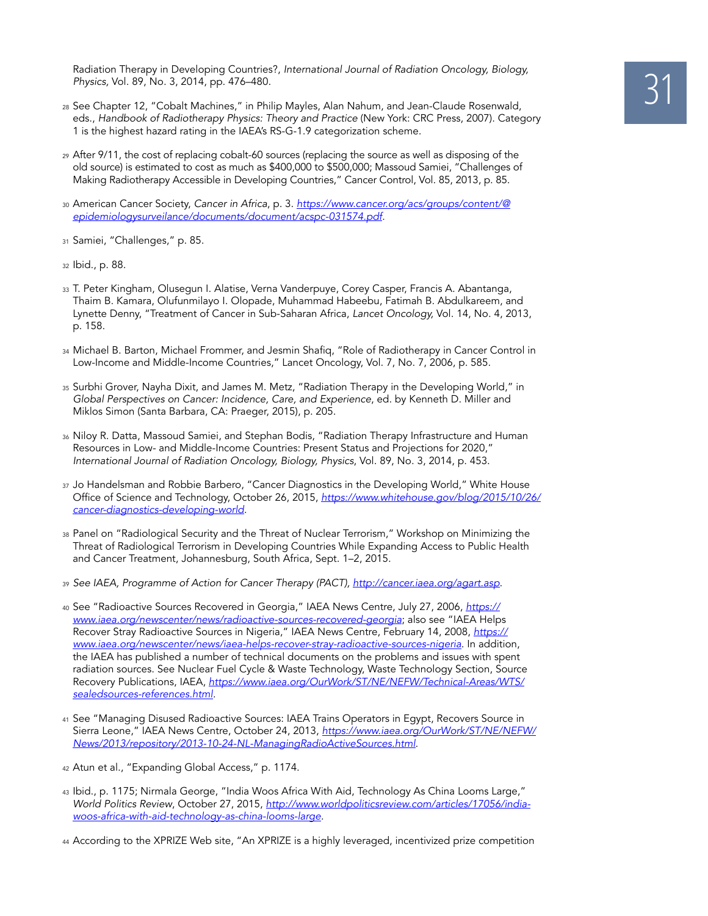Radiation Therapy in Developing Countries?, *International Journal of Radiation Oncology, Biology, Physics,* Vol. 89, No. 3, 2014, pp. 476–480.

28 See Chapter 12, "Cobalt Machines," in Philip Mayles, Alan Nahum, and Jean-Claude Rosenwald, eds., *Handbook of Radiotherapy Physics: Theory and Practice* (New York: CRC Press, 2007). Category 1 is the highest hazard rating in the IAEA's RS-G-1.9 categorization scheme.

29 After 9/11, the cost of replacing cobalt-60 sources (replacing the source as well as disposing of the old source) is estimated to cost as much as $400,000 to $500,000; Massoud Samiei, "Challenges of Making Radiotherapy Accessible in Developing Countries," Cancer Control, Vol. 85, 2013, p. 85.

30 American Cancer Society, *Cancer in Africa*, p. 3. https://www.cancer.org/acs/groups/content/@epidemiologysurveilance/documents/document/acspc-031574.pdf.

31 Samiei, "Challenges," p. 85.

32 Ibid., p. 88.

33 T. Peter Kingham, Olusegun I. Alatise, Verna Vanderpuye, Corey Casper, Francis A. Abantanga, Thaim B. Kamara, Olufunmilayo I. Olopade, Muhammad Habeebu, Fatimah B. Abdulkareem, and Lynette Denny, "Treatment of Cancer in Sub-Saharan Africa, *Lancet Oncology,* Vol. 14, No. 4, 2013, p. 158.

34 Michael B. Barton, Michael Frommer, and Jesmin Shafiq, "Role of Radiotherapy in Cancer Control in Low-Income and Middle-Income Countries," Lancet Oncology, Vol. 7, No. 7, 2006, p. 585.

35 Surbhi Grover, Nayha Dixit, and James M. Metz, "Radiation Therapy in the Developing World," in *Global Perspectives on Cancer: Incidence, Care, and Experience*, ed. by Kenneth D. Miller and Miklos Simon (Santa Barbara, CA: Praeger, 2015), p. 205.

36 Niloy R. Datta, Massoud Samiei, and Stephan Bodis, "Radiation Therapy Infrastructure and Human Resources in Low- and Middle-Income Countries: Present Status and Projections for 2020," *International Journal of Radiation Oncology, Biology, Physics*, Vol. 89, No. 3, 2014, p. 453.

37 Jo Handelsman and Robbie Barbero, "Cancer Diagnostics in the Developing World," White House Office of Science and Technology, October 26, 2015, https://www.whitehouse.gov/blog/2015/10/26/cancer-diagnostics-developing-world.

38 Panel on "Radiological Security and the Threat of Nuclear Terrorism," Workshop on Minimizing the Threat of Radiological Terrorism in Developing Countries While Expanding Access to Public Health and Cancer Treatment, Johannesburg, South Africa, Sept. 1–2, 2015.

39 *See IAEA, Programme of Action for Cancer Therapy (PACT),* http://cancer.iaea.org/agart.asp.

40 See "Radioactive Sources Recovered in Georgia," IAEA News Centre, July 27, 2006, https://www.iaea.org/newscenter/news/radioactive-sources-recovered-georgia; also see "IAEA Helps Recover Stray Radioactive Sources in Nigeria," IAEA News Centre, February 14, 2008, https://www.iaea.org/newscenter/news/iaea-helps-recover-stray-radioactive-sources-nigeria. In addition, the IAEA has published a number of technical documents on the problems and issues with spent radiation sources. See Nuclear Fuel Cycle & Waste Technology, Waste Technology Section, Source Recovery Publications, IAEA, https://www.iaea.org/OurWork/ST/NE/NEFW/Technical-Areas/WTS/sealedsources-references.html.

41 See "Managing Disused Radioactive Sources: IAEA Trains Operators in Egypt, Recovers Source in Sierra Leone," IAEA News Centre, October 24, 2013, https://www.iaea.org/OurWork/ST/NE/NEFW/News/2013/repository/2013-10-24-NL-ManagingRadioActiveSources.html.

42 Atun et al., "Expanding Global Access," p. 1174.

43 Ibid., p. 1175; Nirmala George, "India Woos Africa With Aid, Technology As China Looms Large," *World Politics Review*, October 27, 2015, http://www.worldpoliticsreview.com/articles/17056/india-woos-africa-with-aid-technology-as-china-looms-large.

44 According to the XPRIZE Web site, "An XPRIZE is a highly leveraged, incentivized prize competition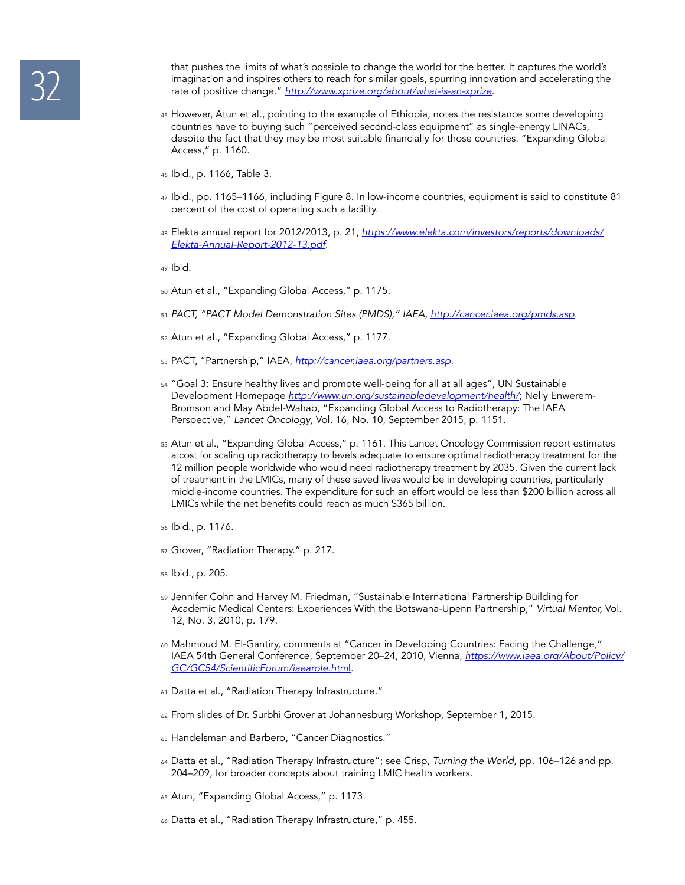that pushes the limits of what's possible to change the world for the better. It captures the world's imagination and inspires others to reach for similar goals, spurring innovation and accelerating the rate of positive change." http://www.xprize.org/about/what-is-an-xprize.

45 However, Atun et al., pointing to the example of Ethiopia, notes the resistance some developing countries have to buying such "perceived second-class equipment" as single-energy LINACs, despite the fact that they may be most suitable financially for those countries. "Expanding Global Access," p. 1160.

46 Ibid., p. 1166, Table 3.

47 Ibid., pp. 1165–1166, including Figure 8. In low-income countries, equipment is said to constitute 81 percent of the cost of operating such a facility.

48 Elekta annual report for 2012/2013, p. 21, https://www.elekta.com/investors/reports/downloads/Elekta-Annual-Report-2012-13.pdf.

49 Ibid.

50 Atun et al., "Expanding Global Access," p. 1175.

51 *PACT, "PACT Model Demonstration Sites (PMDS)," IAEA,* http://cancer.iaea.org/pmds.asp.

52 Atun et al., "Expanding Global Access," p. 1177.

53 PACT, "Partnership," IAEA, http://cancer.iaea.org/partners.asp.

54 "Goal 3: Ensure healthy lives and promote well-being for all at all ages", UN Sustainable Development Homepage http://www.un.org/sustainabledevelopment/health/; Nelly Enwerem-Bromson and May Abdel-Wahab, "Expanding Global Access to Radiotherapy: The IAEA Perspective," *Lancet Oncology*, Vol. 16, No. 10, September 2015, p. 1151.

55 Atun et al., "Expanding Global Access," p. 1161. This Lancet Oncology Commission report estimates a cost for scaling up radiotherapy to levels adequate to ensure optimal radiotherapy treatment for the 12 million people worldwide who would need radiotherapy treatment by 2035. Given the current lack of treatment in the LMICs, many of these saved lives would be in developing countries, particularly middle-income countries. The expenditure for such an effort would be less than $200 billion across all LMICs while the net benefits could reach as much $365 billion.

56 Ibid., p. 1176.

57 Grover, "Radiation Therapy." p. 217.

58 Ibid., p. 205.

59 Jennifer Cohn and Harvey M. Friedman, "Sustainable International Partnership Building for Academic Medical Centers: Experiences With the Botswana-Upenn Partnership," *Virtual Mentor,* Vol. 12, No. 3, 2010, p. 179.

60 Mahmoud M. El-Gantiry, comments at "Cancer in Developing Countries: Facing the Challenge," IAEA 54th General Conference, September 20–24, 2010, Vienna, https://www.iaea.org/About/Policy/GC/GC54/ScientificForum/iaearole.html.

61 Datta et al., "Radiation Therapy Infrastructure."

62 From slides of Dr. Surbhi Grover at Johannesburg Workshop, September 1, 2015.

63 Handelsman and Barbero, "Cancer Diagnostics."

64 Datta et al., "Radiation Therapy Infrastructure"; see Crisp, *Turning the World*, pp. 106–126 and pp. 204–209, for broader concepts about training LMIC health workers.

65 Atun, "Expanding Global Access," p. 1173.

66 Datta et al., "Radiation Therapy Infrastructure," p. 455.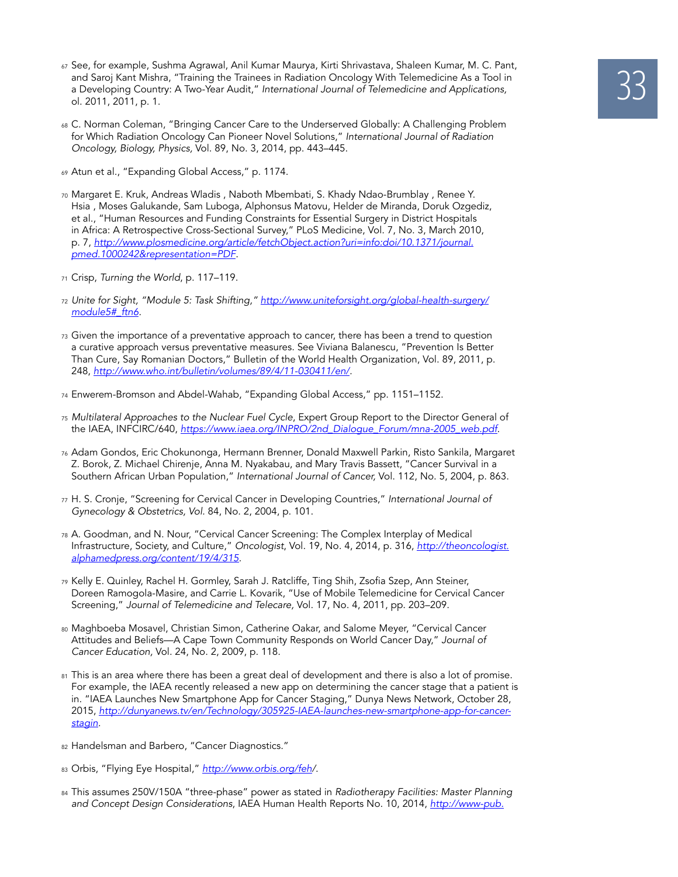67 See, for example, Sushma Agrawal, Anil Kumar Maurya, Kirti Shrivastava, Shaleen Kumar, M. C. Pant, and Saroj Kant Mishra, "Training the Trainees in Radiation Oncology With Telemedicine As a Tool in a Developing Country: A Two-Year Audit," *International Journal of Telemedicine and Applications,* ol. 2011, 2011, p. 1.

68 C. Norman Coleman, "Bringing Cancer Care to the Underserved Globally: A Challenging Problem for Which Radiation Oncology Can Pioneer Novel Solutions," *International Journal of Radiation Oncology, Biology, Physics,* Vol. 89, No. 3, 2014, pp. 443–445.

69 Atun et al., "Expanding Global Access," p. 1174.

70 Margaret E. Kruk, Andreas Wladis , Naboth Mbembati, S. Khady Ndao-Brumblay , Renee Y. Hsia , Moses Galukande, Sam Luboga, Alphonsus Matovu, Helder de Miranda, Doruk Ozgediz, et al., "Human Resources and Funding Constraints for Essential Surgery in District Hospitals in Africa: A Retrospective Cross-Sectional Survey," PLoS Medicine, Vol. 7, No. 3, March 2010, p. 7, [http://www.plosmedicine.org/article/fetchObject.action?uri=info:doi/10.1371/journal.pmed.1000242&representation=PDF](http://www.plosmedicine.org/article/fetchObject.action?uri=info:doi/10.1371/journal.pmed.1000242&representation=PDF).

71 Crisp, *Turning the World*, p. 117–119.

72 *Unite for Sight, "Module 5: Task Shifting,"* [http://www.uniteforsight.org/global-health-surgery/module5#_ftn6](http://www.uniteforsight.org/global-health-surgery/module5#_ftn6).

73 Given the importance of a preventative approach to cancer, there has been a trend to question a curative approach versus preventative measures. See Viviana Balanescu, "Prevention Is Better Than Cure, Say Romanian Doctors," Bulletin of the World Health Organization, Vol. 89, 2011, p. 248, [http://www.who.int/bulletin/volumes/89/4/11-030411/en/](http://www.who.int/bulletin/volumes/89/4/11-030411/en/).

74 Enwerem-Bromson and Abdel-Wahab, "Expanding Global Access," pp. 1151–1152.

75 *Multilateral Approaches to the Nuclear Fuel Cycle*, Expert Group Report to the Director General of the IAEA, INFCIRC/640, [https://www.iaea.org/INPRO/2nd_Dialogue_Forum/mna-2005_web.pdf](https://www.iaea.org/INPRO/2nd_Dialogue_Forum/mna-2005_web.pdf).

76 Adam Gondos, Eric Chokunonga, Hermann Brenner, Donald Maxwell Parkin, Risto Sankila, Margaret Z. Borok, Z. Michael Chirenje, Anna M. Nyakabau, and Mary Travis Bassett, "Cancer Survival in a Southern African Urban Population," *International Journal of Cancer,* Vol. 112, No. 5, 2004, p. 863.

77 H. S. Cronje, "Screening for Cervical Cancer in Developing Countries," *International Journal of Gynecology & Obstetrics, Vol.* 84, No. 2, 2004, p. 101.

78 A. Goodman, and N. Nour, "Cervical Cancer Screening: The Complex Interplay of Medical Infrastructure, Society, and Culture," *Oncologist*, Vol. 19, No. 4, 2014, p. 316, [http://theoncologist.alphamedpress.org/content/19/4/315](http://theoncologist.alphamedpress.org/content/19/4/315).

79 Kelly E. Quinley, Rachel H. Gormley, Sarah J. Ratcliffe, Ting Shih, Zsofia Szep, Ann Steiner, Doreen Ramogola-Masire, and Carrie L. Kovarik, "Use of Mobile Telemedicine for Cervical Cancer Screening," *Journal of Telemedicine and Telecare,* Vol. 17, No. 4, 2011, pp. 203–209.

80 Maghboeba Mosavel, Christian Simon, Catherine Oakar, and Salome Meyer, "Cervical Cancer Attitudes and Beliefs—A Cape Town Community Responds on World Cancer Day," *Journal of Cancer Education,* Vol. 24, No. 2, 2009, p. 118.

81 This is an area where there has been a great deal of development and there is also a lot of promise. For example, the IAEA recently released a new app on determining the cancer stage that a patient is in. "IAEA Launches New Smartphone App for Cancer Staging," Dunya News Network, October 28, 2015, [http://dunyanews.tv/en/Technology/305925-IAEA-launches-new-smartphone-app-for-cancer-stagin](http://dunyanews.tv/en/Technology/305925-IAEA-launches-new-smartphone-app-for-cancer-stagin).

82 Handelsman and Barbero, "Cancer Diagnostics."

83 Orbis, "Flying Eye Hospital," [http://www.orbis.org/feh/](http://www.orbis.org/feh/).

84 This assumes 250V/150A "three-phase" power as stated in *Radiotherapy Facilities: Master Planning and Concept Design Considerations*, IAEA Human Health Reports No. 10, 2014, http://www-pub.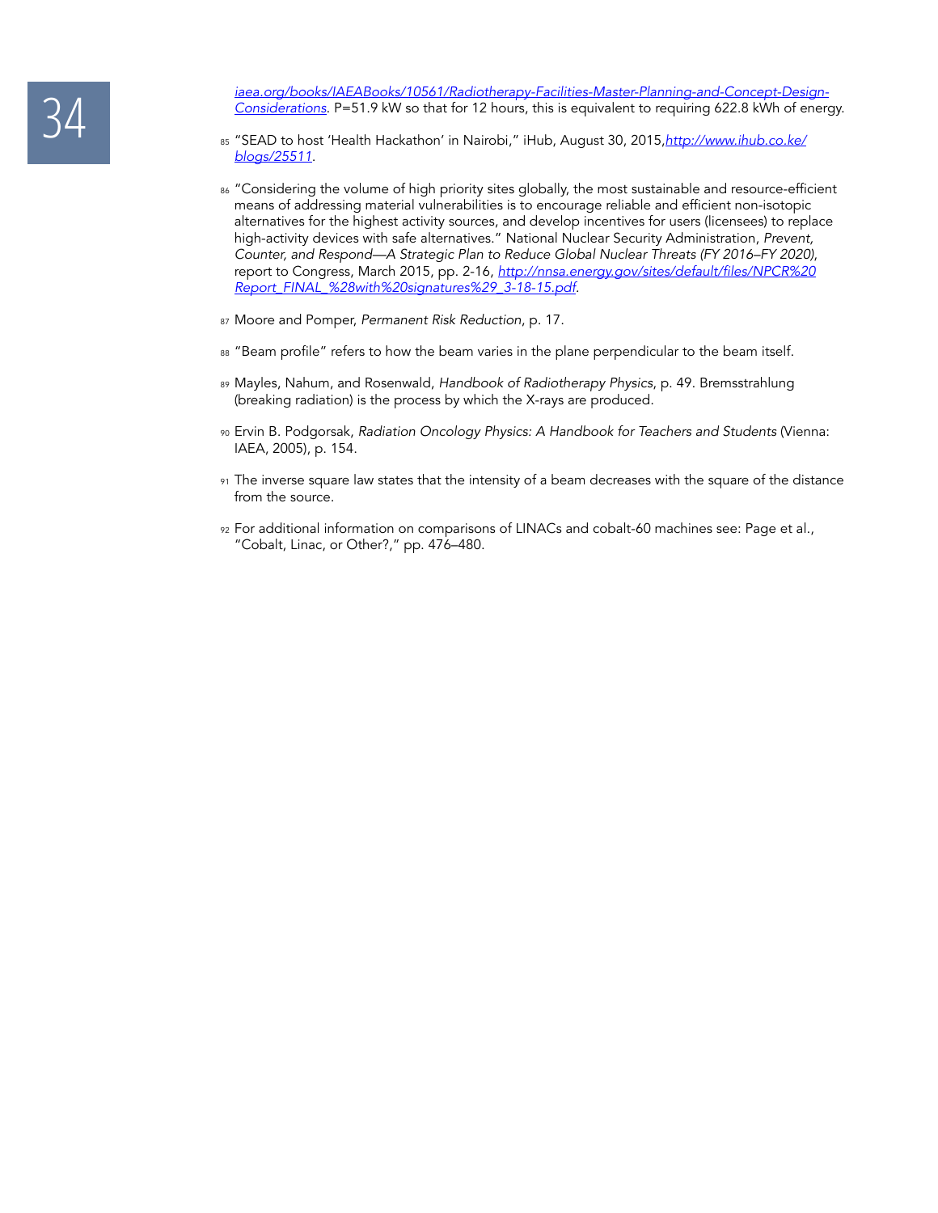iaea.org/books/IAEABooks/10561/Radiotherapy-Facilities-Master-Planning-and-Concept-Design-Considerations. P=51.9 kW so that for 12 hours, this is equivalent to requiring 622.8 kWh of energy.

85 "SEAD to host 'Health Hackathon' in Nairobi," iHub, August 30, 2015, http://www.ihub.co.ke/blogs/25511.

86 "Considering the volume of high priority sites globally, the most sustainable and resource-efficient means of addressing material vulnerabilities is to encourage reliable and efficient non-isotopic alternatives for the highest activity sources, and develop incentives for users (licensees) to replace high-activity devices with safe alternatives." National Nuclear Security Administration, *Prevent, Counter, and Respond—A Strategic Plan to Reduce Global Nuclear Threats (FY 2016–FY 2020)*, report to Congress, March 2015, pp. 2-16, http://nnsa.energy.gov/sites/default/files/NPCR%20Report_FINAL_%28with%20signatures%29_3-18-15.pdf.

87 Moore and Pomper, *Permanent Risk Reduction*, p. 17.

88 "Beam profile" refers to how the beam varies in the plane perpendicular to the beam itself.

89 Mayles, Nahum, and Rosenwald, *Handbook of Radiotherapy Physics*, p. 49. Bremsstrahlung (breaking radiation) is the process by which the X-rays are produced.

90 Ervin B. Podgorsak, *Radiation Oncology Physics: A Handbook for Teachers and Students* (Vienna: IAEA, 2005), p. 154.

91 The inverse square law states that the intensity of a beam decreases with the square of the distance from the source.

92 For additional information on comparisons of LINACs and cobalt-60 machines see: Page et al., "Cobalt, Linac, or Other?," pp. 476–480.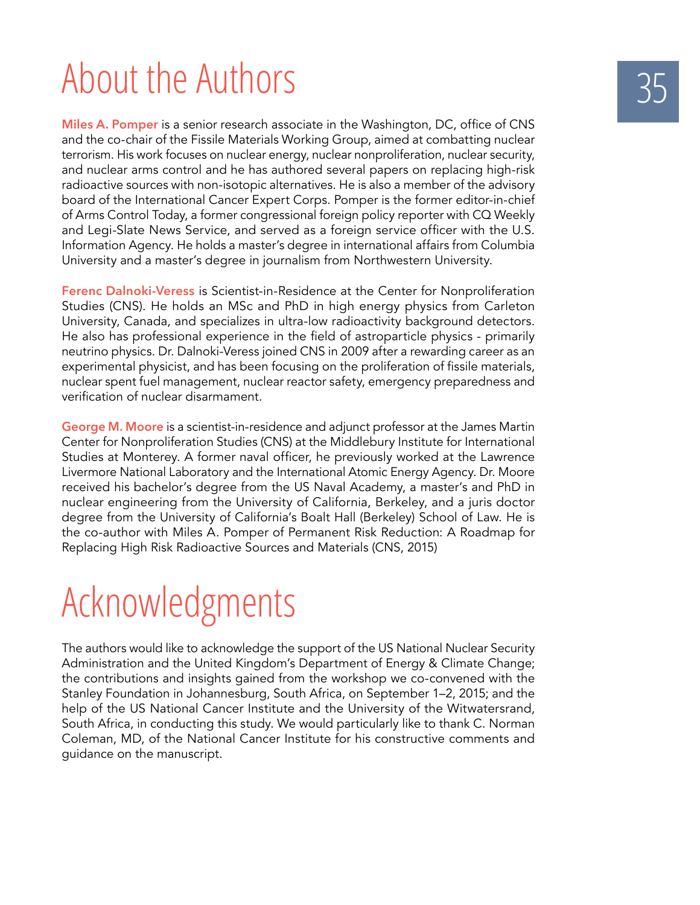# About the Authors

**Miles A. Pomper** is a senior research associate in the Washington, DC, office of CNS and the co-chair of the Fissile Materials Working Group, aimed at combatting nuclear terrorism. His work focuses on nuclear energy, nuclear nonproliferation, nuclear security, and nuclear arms control and he has authored several papers on replacing high-risk radioactive sources with non-isotopic alternatives. He is also a member of the advisory board of the International Cancer Expert Corps. Pomper is the former editor-in-chief of Arms Control Today, a former congressional foreign policy reporter with CQ Weekly and Legi-Slate News Service, and served as a foreign service officer with the U.S. Information Agency. He holds a master's degree in international affairs from Columbia University and a master's degree in journalism from Northwestern University.

**Ferenc Dalnoki-Veress** is Scientist-in-Residence at the Center for Nonproliferation Studies (CNS). He holds an MSc and PhD in high energy physics from Carleton University, Canada, and specializes in ultra-low radioactivity background detectors. He also has professional experience in the field of astroparticle physics - primarily neutrino physics. Dr. Dalnoki-Veress joined CNS in 2009 after a rewarding career as an experimental physicist, and has been focusing on the proliferation of fissile materials, nuclear spent fuel management, nuclear reactor safety, emergency preparedness and verification of nuclear disarmament.

**George M. Moore** is a scientist-in-residence and adjunct professor at the James Martin Center for Nonproliferation Studies (CNS) at the Middlebury Institute for International Studies at Monterey. A former naval officer, he previously worked at the Lawrence Livermore National Laboratory and the International Atomic Energy Agency. Dr. Moore received his bachelor's degree from the US Naval Academy, a master's and PhD in nuclear engineering from the University of California, Berkeley, and a juris doctor degree from the University of California's Boalt Hall (Berkeley) School of Law. He is the co-author with Miles A. Pomper of Permanent Risk Reduction: A Roadmap for Replacing High Risk Radioactive Sources and Materials (CNS, 2015)

# Acknowledgments

The authors would like to acknowledge the support of the US National Nuclear Security Administration and the United Kingdom's Department of Energy & Climate Change; the contributions and insights gained from the workshop we co-convened with the Stanley Foundation in Johannesburg, South Africa, on September 1–2, 2015; and the help of the US National Cancer Institute and the University of the Witwatersrand, South Africa, in conducting this study. We would particularly like to thank C. Norman Coleman, MD, of the National Cancer Institute for his constructive comments and guidance on the manuscript.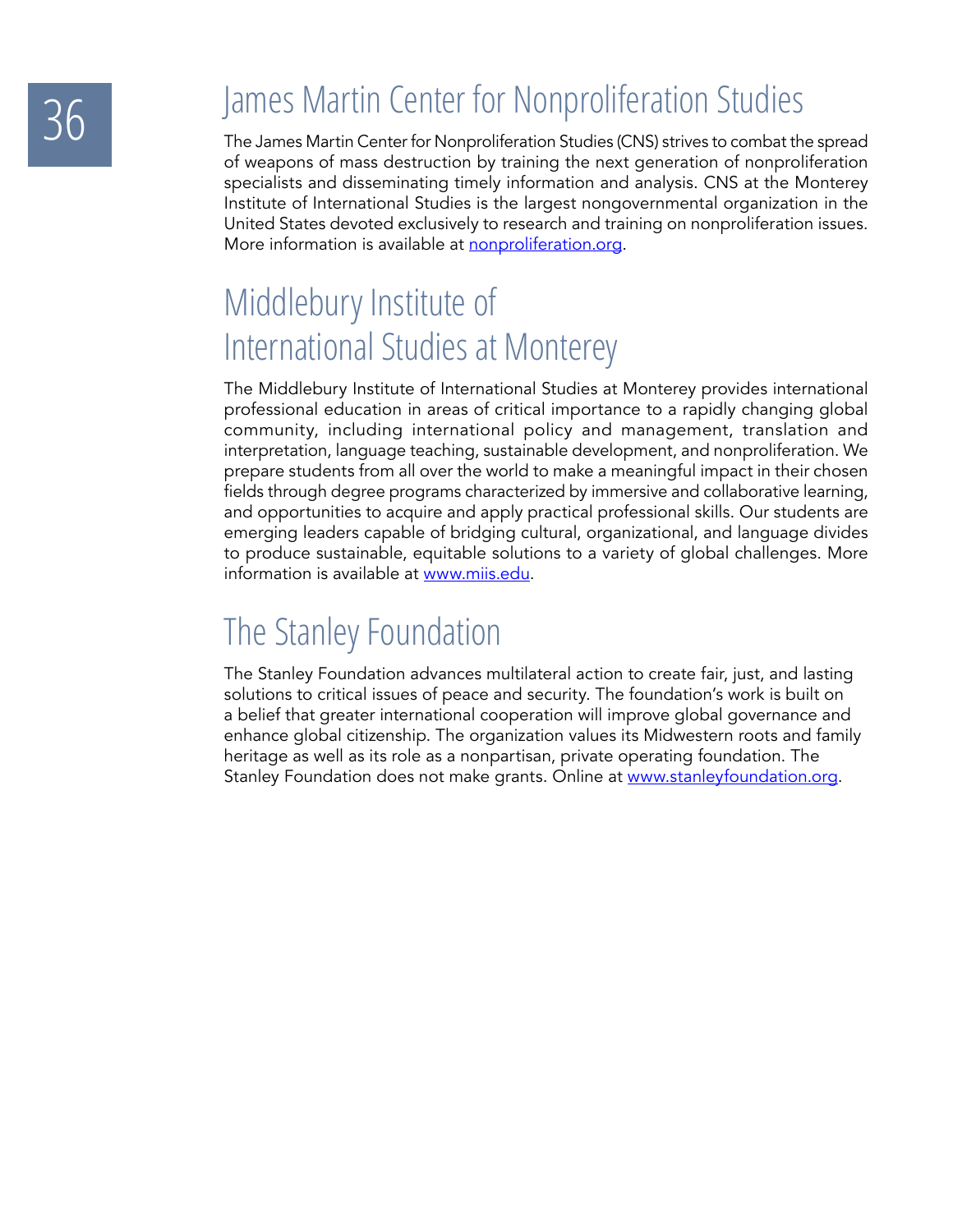## James Martin Center for Nonproliferation Studies

The James Martin Center for Nonproliferation Studies (CNS) strives to combat the spread of weapons of mass destruction by training the next generation of nonproliferation specialists and disseminating timely information and analysis. CNS at the Monterey Institute of International Studies is the largest nongovernmental organization in the United States devoted exclusively to research and training on nonproliferation issues. More information is available at nonproliferation.org.

## Middlebury Institute of International Studies at Monterey

The Middlebury Institute of International Studies at Monterey provides international professional education in areas of critical importance to a rapidly changing global community, including international policy and management, translation and interpretation, language teaching, sustainable development, and nonproliferation. We prepare students from all over the world to make a meaningful impact in their chosen fields through degree programs characterized by immersive and collaborative learning, and opportunities to acquire and apply practical professional skills. Our students are emerging leaders capable of bridging cultural, organizational, and language divides to produce sustainable, equitable solutions to a variety of global challenges. More information is available at www.miis.edu.

## The Stanley Foundation

The Stanley Foundation advances multilateral action to create fair, just, and lasting solutions to critical issues of peace and security. The foundation's work is built on a belief that greater international cooperation will improve global governance and enhance global citizenship. The organization values its Midwestern roots and family heritage as well as its role as a nonpartisan, private operating foundation. The Stanley Foundation does not make grants. Online at www.stanleyfoundation.org.